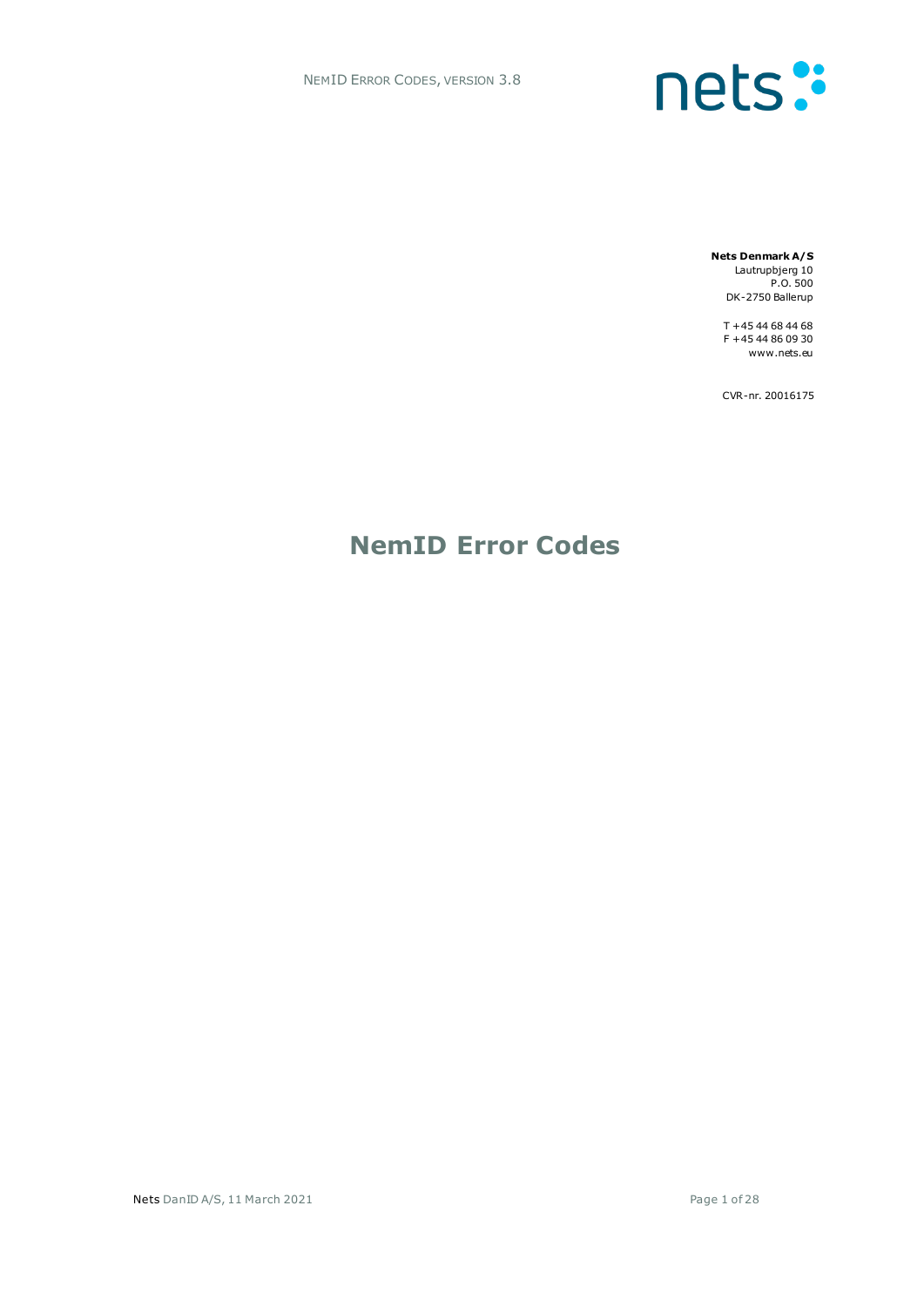**Nets Denmark A/S**
Lautrupbjerg 10
P.O. 500
DK-2750 Ballerup

T +45 44 68 44 68
F +45 44 86 09 30
www.nets.eu

CVR-nr. 20016175

# NemID Error Codes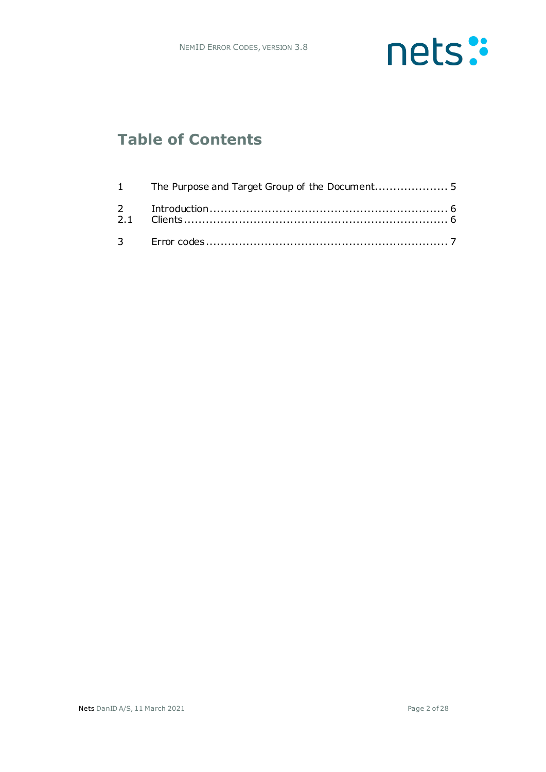# Table of Contents

| | | |
|---|---|---|
| 1 | The Purpose and Target Group of the Document | 5 |
| 2 | Introduction | 6 |
| 2.1 | Clients | 6 |
| 3 | Error codes | 7 |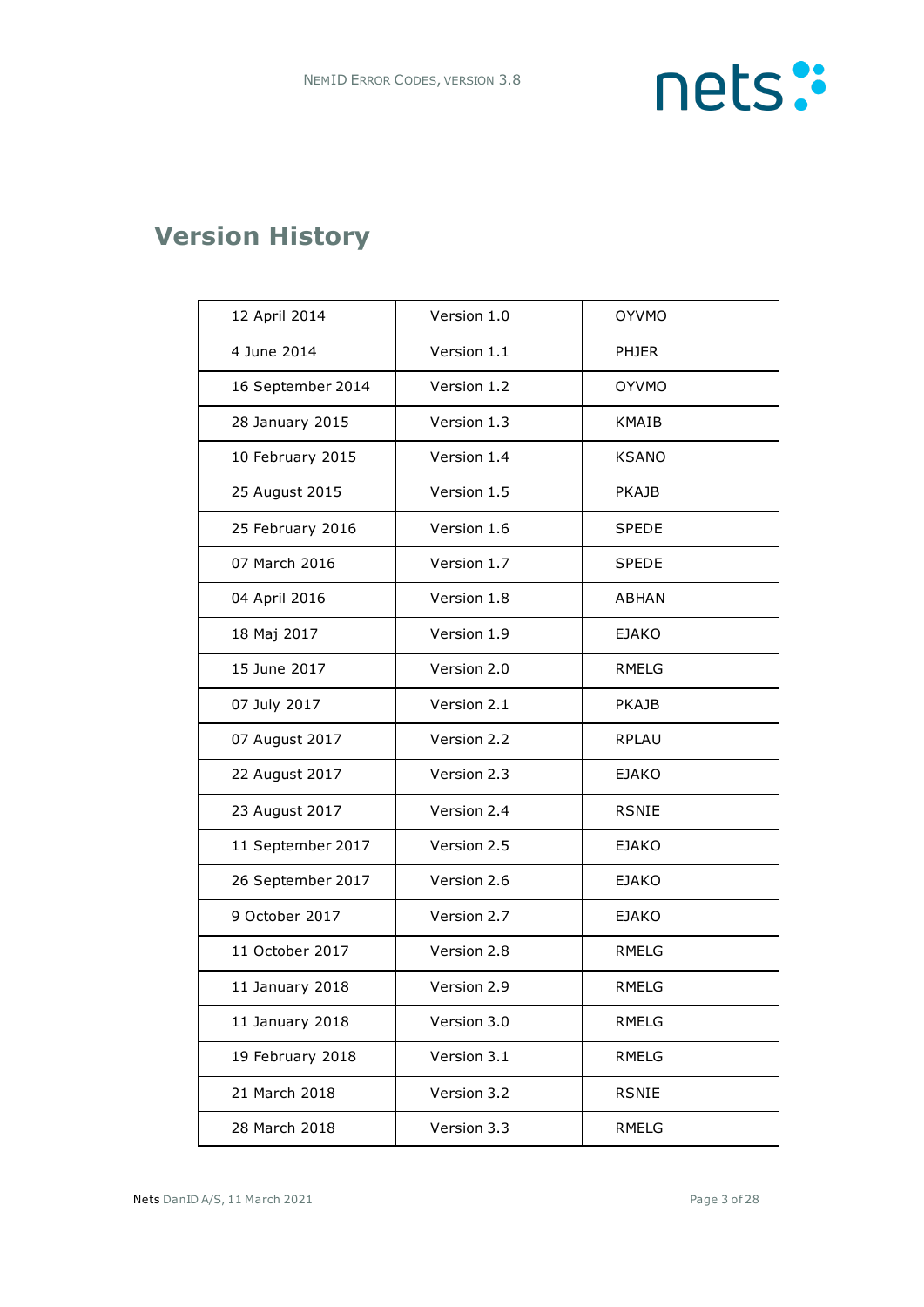# Version History

| | | |
|---|---|---|
| 12 April 2014 | Version 1.0 | OYVMO |
| 4 June 2014 | Version 1.1 | PHJER |
| 16 September 2014 | Version 1.2 | OYVMO |
| 28 January 2015 | Version 1.3 | KMAIB |
| 10 February 2015 | Version 1.4 | KSANO |
| 25 August 2015 | Version 1.5 | PKAJB |
| 25 February 2016 | Version 1.6 | SPEDE |
| 07 March 2016 | Version 1.7 | SPEDE |
| 04 April 2016 | Version 1.8 | ABHAN |
| 18 Maj 2017 | Version 1.9 | EJAKO |
| 15 June 2017 | Version 2.0 | RMELG |
| 07 July 2017 | Version 2.1 | PKAJB |
| 07 August 2017 | Version 2.2 | RPLAU |
| 22 August 2017 | Version 2.3 | EJAKO |
| 23 August 2017 | Version 2.4 | RSNIE |
| 11 September 2017 | Version 2.5 | EJAKO |
| 26 September 2017 | Version 2.6 | EJAKO |
| 9 October 2017 | Version 2.7 | EJAKO |
| 11 October 2017 | Version 2.8 | RMELG |
| 11 January 2018 | Version 2.9 | RMELG |
| 11 January 2018 | Version 3.0 | RMELG |
| 19 February 2018 | Version 3.1 | RMELG |
| 21 March 2018 | Version 3.2 | RSNIE |
| 28 March 2018 | Version 3.3 | RMELG |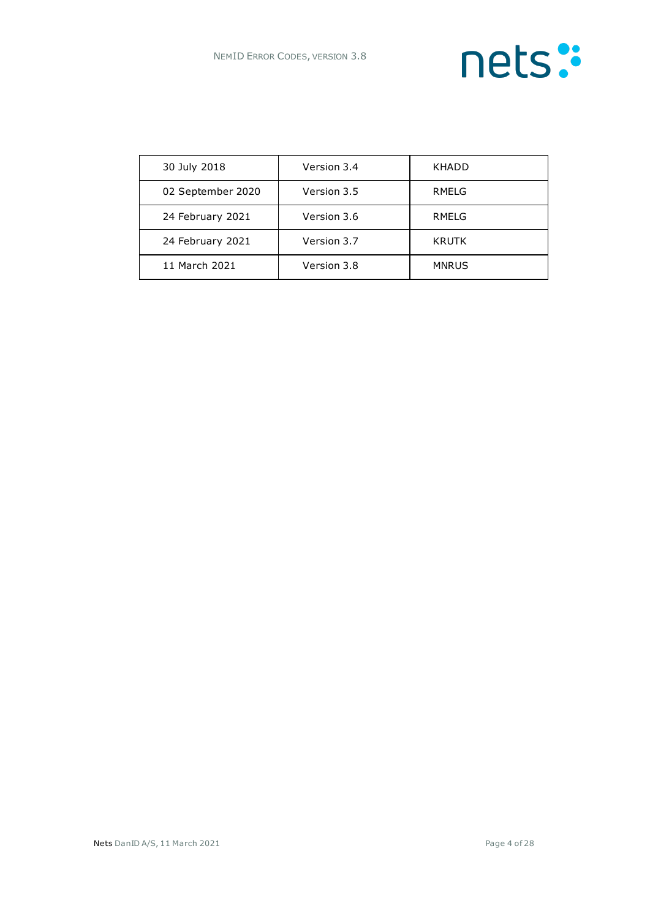| | | |
|---|---|---|
| 30 July 2018 | Version 3.4 | KHADD |
| 02 September 2020 | Version 3.5 | RMELG |
| 24 February 2021 | Version 3.6 | RMELG |
| 24 February 2021 | Version 3.7 | KRUTK |
| 11 March 2021 | Version 3.8 | MNRUS |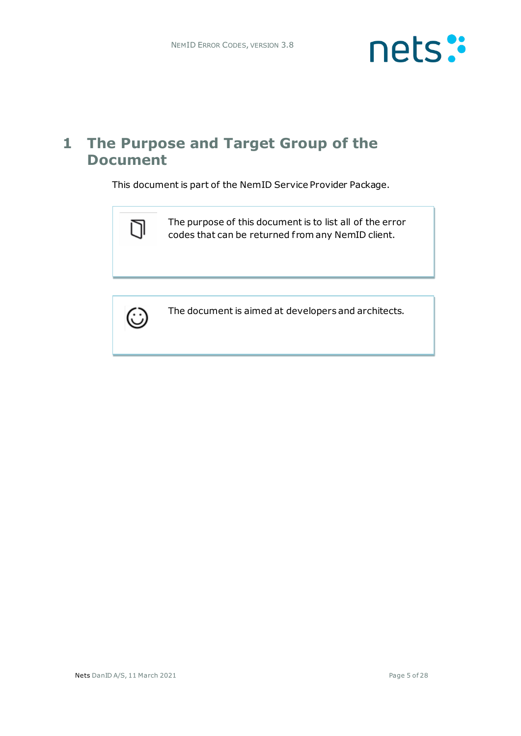# 1 The Purpose and Target Group of the Document

This document is part of the NemID Service Provider Package.

> The purpose of this document is to list all of the error codes that can be returned from any NemID client.

> The document is aimed at developers and architects.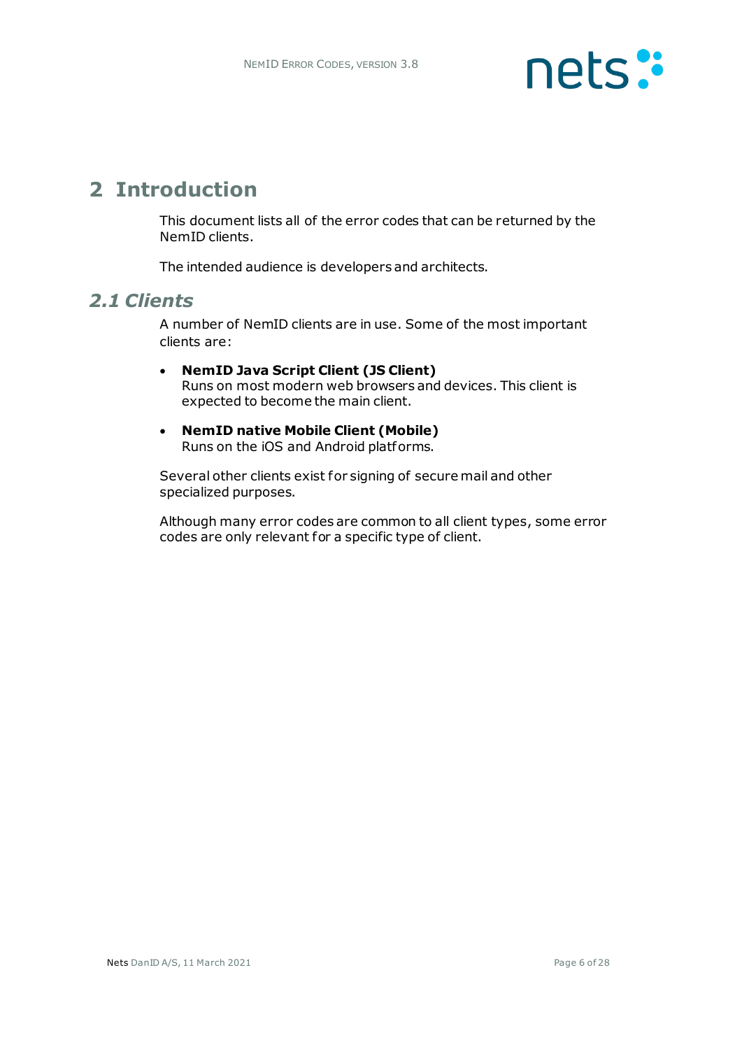# 2 Introduction

This document lists all of the error codes that can be returned by the NemID clients.

The intended audience is developers and architects.

## 2.1 Clients

A number of NemID clients are in use. Some of the most important clients are:

- **NemID Java Script Client (JS Client)**
  Runs on most modern web browsers and devices. This client is expected to become the main client.
- **NemID native Mobile Client (Mobile)**
  Runs on the iOS and Android platforms.

Several other clients exist for signing of secure mail and other specialized purposes.

Although many error codes are common to all client types, some error codes are only relevant for a specific type of client.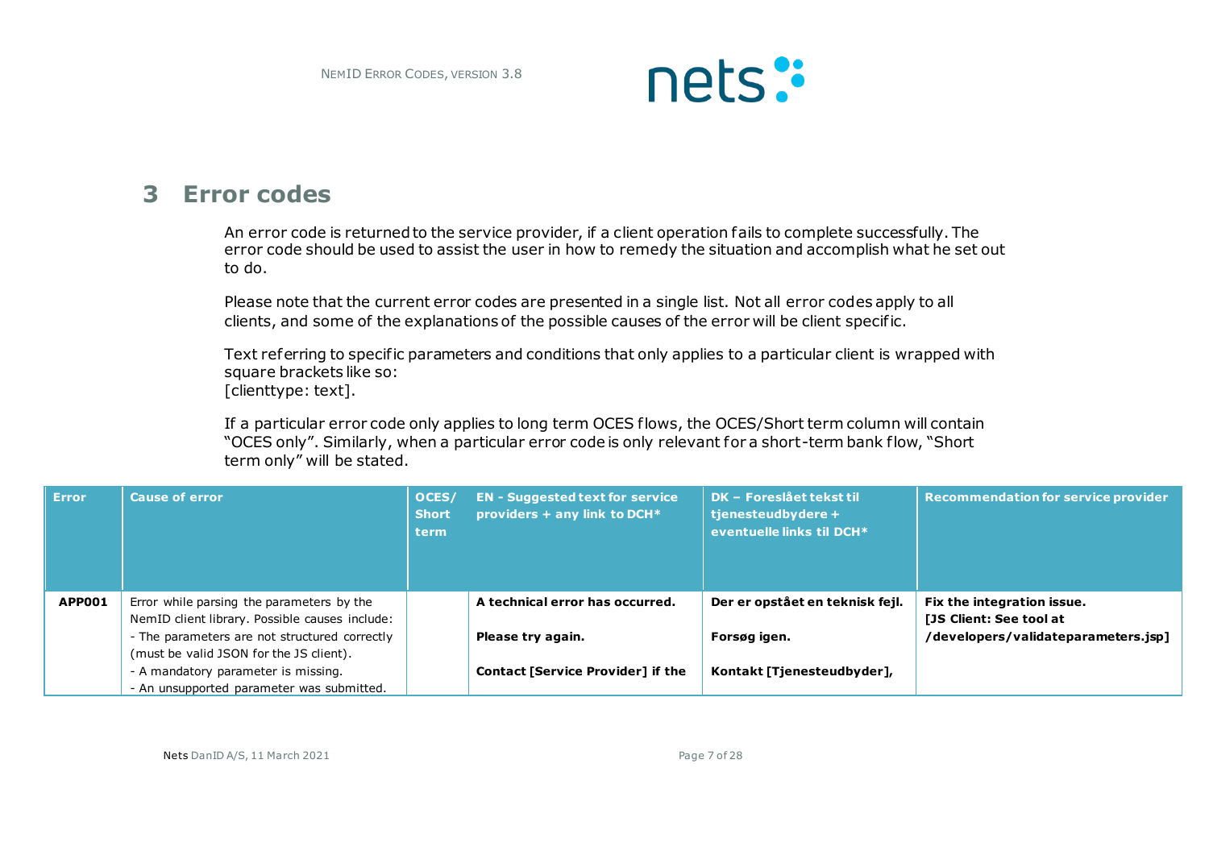# 3 Error codes

An error code is returned to the service provider, if a client operation fails to complete successfully. The error code should be used to assist the user in how to remedy the situation and accomplish what he set out to do.

Please note that the current error codes are presented in a single list. Not all error codes apply to all clients, and some of the explanations of the possible causes of the error will be client specific.

Text referring to specific parameters and conditions that only applies to a particular client is wrapped with square brackets like so:
[clienttype: text].

If a particular error code only applies to long term OCES flows, the OCES/Short term column will contain "OCES only". Similarly, when a particular error code is only relevant for a short-term bank flow, "Short term only" will be stated.

| Error | Cause of error | OCES/ Short term | EN - Suggested text for service providers + any link to DCH* | DK – Foreslået tekst til tjenesteudbydere + eventuelle links til DCH* | Recommendation for service provider |
|---|---|---|---|---|---|
| **APP001** | Error while parsing the parameters by the NemID client library. Possible causes include:<br>- The parameters are not structured correctly (must be valid JSON for the JS client).<br>- A mandatory parameter is missing.<br>- An unsupported parameter was submitted. | | **A technical error has occurred.**<br><br>**Please try again.**<br><br>**Contact [Service Provider] if the** | **Der er opstået en teknisk fejl.**<br><br>**Forsøg igen.**<br><br>**Kontakt [Tjenesteudbyder],** | **Fix the integration issue.**<br>**[JS Client: See tool at /developers/validateparameters.jsp]** |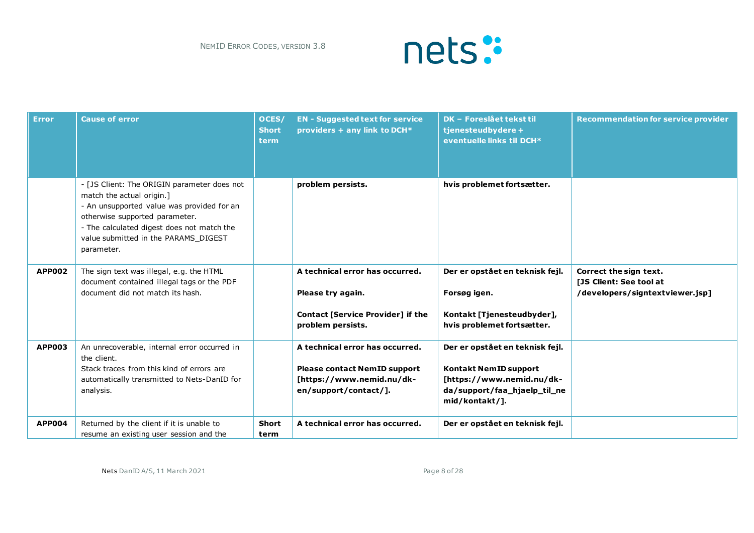| Error | Cause of error | OCES/ Short term | EN - Suggested text for service providers + any link to DCH* | DK – Foreslået tekst til tjenesteudbydere + eventuelle links til DCH* | Recommendation for service provider |
|---|---|---|---|---|---|
| | - [JS Client: The ORIGIN parameter does not match the actual origin.]<br>- An unsupported value was provided for an otherwise supported parameter.<br>- The calculated digest does not match the value submitted in the PARAMS_DIGEST parameter. | | **problem persists.** | **hvis problemet fortsætter.** | |
| **APP002** | The sign text was illegal, e.g. the HTML document contained illegal tags or the PDF document did not match its hash. | | **A technical error has occurred.**<br><br>**Please try again.**<br><br>**Contact [Service Provider] if the problem persists.** | **Der er opstået en teknisk fejl.**<br><br>**Forsøg igen.**<br><br>**Kontakt [Tjenesteudbyder], hvis problemet fortsætter.** | **Correct the sign text.**<br>**[JS Client: See tool at /developers/signtextviewer.jsp]** |
| **APP003** | An unrecoverable, internal error occurred in the client.<br>Stack traces from this kind of errors are automatically transmitted to Nets-DanID for analysis. | | **A technical error has occurred.**<br><br>**Please contact NemID support [https://www.nemid.nu/dk-en/support/contact/].** | **Der er opstået en teknisk fejl.**<br><br>**Kontakt NemID support [https://www.nemid.nu/dk-da/support/faa_hjaelp_til_nemid/kontakt/].** | |
| **APP004** | Returned by the client if it is unable to resume an existing user session and the | **Short term** | **A technical error has occurred.** | **Der er opstået en teknisk fejl.** | |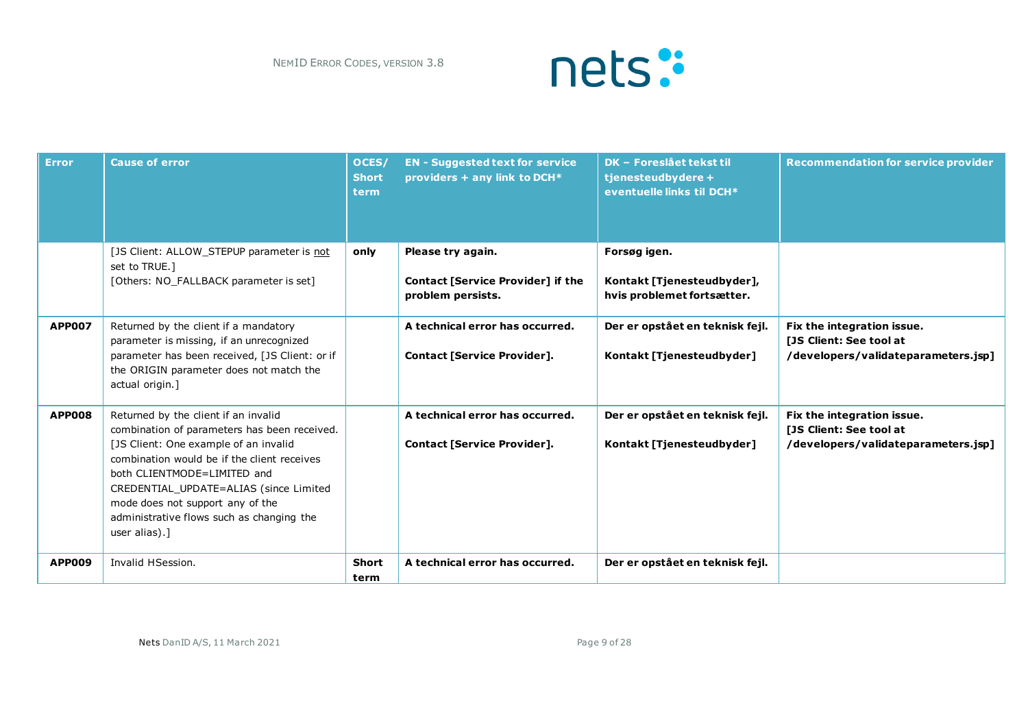| Error | Cause of error | OCES/ Short term | EN - Suggested text for service providers + any link to DCH* | DK – Foreslået tekst til tjenesteudbydere + eventuelle links til DCH* | Recommendation for service provider |
|---|---|---|---|---|---|
| | [JS Client: ALLOW_STEPUP parameter is <u>not</u> set to TRUE.]<br>[Others: NO_FALLBACK parameter is set] | **only** | **Please try again.**<br><br>**Contact [Service Provider] if the problem persists.** | **Forsøg igen.**<br><br>**Kontakt [Tjenesteudbyder], hvis problemet fortsætter.** | |
| **APP007** | Returned by the client if a mandatory parameter is missing, if an unrecognized parameter has been received, [JS Client: or if the ORIGIN parameter does not match the actual origin.] | | **A technical error has occurred.**<br><br>**Contact [Service Provider].** | **Der er opstået en teknisk fejl.**<br><br>**Kontakt [Tjenesteudbyder]** | **Fix the integration issue.**<br>**[JS Client: See tool at /developers/validateparameters.jsp]** |
| **APP008** | Returned by the client if an invalid combination of parameters has been received. [JS Client: One example of an invalid combination would be if the client receives both CLIENTMODE=LIMITED and CREDENTIAL_UPDATE=ALIAS (since Limited mode does not support any of the administrative flows such as changing the user alias).] | | **A technical error has occurred.**<br><br>**Contact [Service Provider].** | **Der er opstået en teknisk fejl.**<br><br>**Kontakt [Tjenesteudbyder]** | **Fix the integration issue.**<br>**[JS Client: See tool at /developers/validateparameters.jsp]** |
| **APP009** | Invalid HSession. | **Short term** | **A technical error has occurred.** | **Der er opstået en teknisk fejl.** | |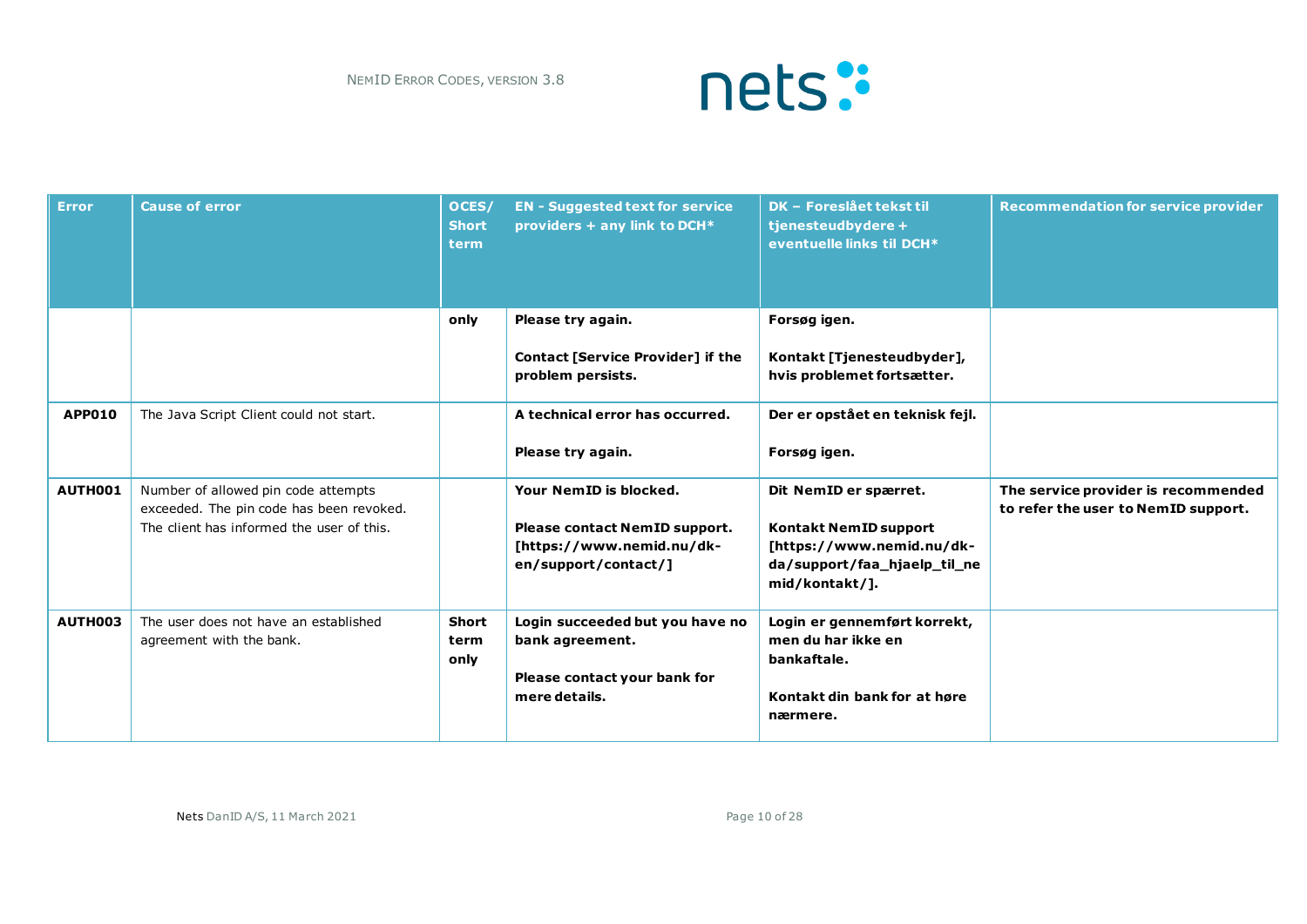| Error | Cause of error | OCES/ Short term | EN - Suggested text for service providers + any link to DCH* | DK – Foreslået tekst til tjenesteudbydere + eventuelle links til DCH* | Recommendation for service provider |
|---|---|---|---|---|---|
| | | only | **Please try again.**<br><br>**Contact [Service Provider] if the problem persists.** | **Forsøg igen.**<br><br>**Kontakt [Tjenesteudbyder], hvis problemet fortsætter.** | |
| **APP010** | The Java Script Client could not start. | | **A technical error has occurred.**<br><br>**Please try again.** | **Der er opstået en teknisk fejl.**<br><br>**Forsøg igen.** | |
| **AUTH001** | Number of allowed pin code attempts exceeded. The pin code has been revoked. The client has informed the user of this. | | **Your NemID is blocked.**<br><br>**Please contact NemID support. [https://www.nemid.nu/dk-en/support/contact/]** | **Dit NemID er spærret.**<br><br>**Kontakt NemID support [https://www.nemid.nu/dk-da/support/faa_hjaelp_til_nemid/kontakt/].** | **The service provider is recommended to refer the user to NemID support.** |
| **AUTH003** | The user does not have an established agreement with the bank. | **Short term only** | **Login succeeded but you have no bank agreement.**<br><br>**Please contact your bank for mere details.** | **Login er gennemført korrekt, men du har ikke en bankaftale.**<br><br>**Kontakt din bank for at høre nærmere.** | |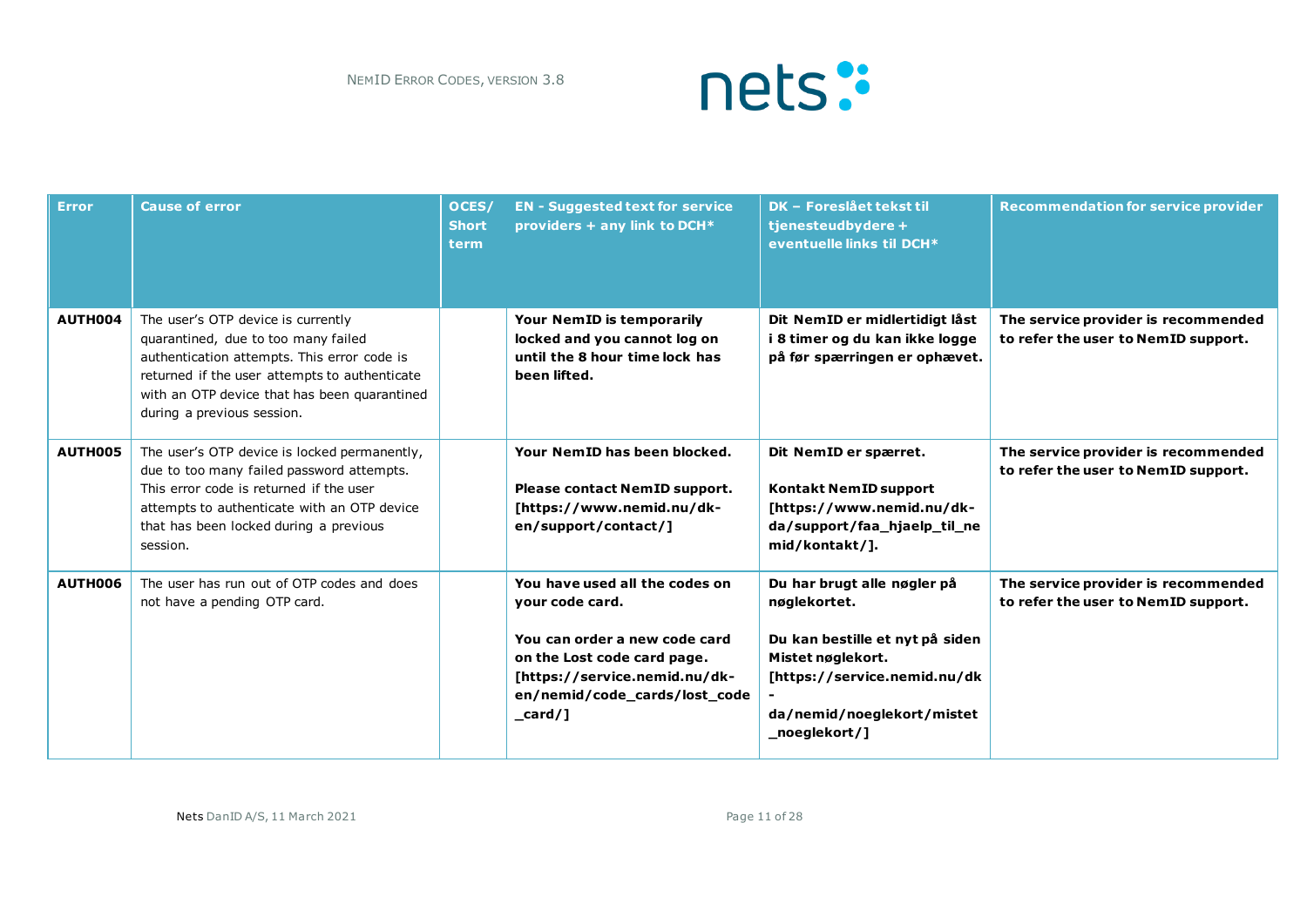| Error | Cause of error | OCES/ Short term | EN - Suggested text for service providers + any link to DCH* | DK – Foreslået tekst til tjenesteudbydere + eventuelle links til DCH* | Recommendation for service provider |
|---|---|---|---|---|---|
| **AUTH004** | The user's OTP device is currently quarantined, due to too many failed authentication attempts. This error code is returned if the user attempts to authenticate with an OTP device that has been quarantined during a previous session. | | **Your NemID is temporarily locked and you cannot log on until the 8 hour time lock has been lifted.** | **Dit NemID er midlertidigt låst i 8 timer og du kan ikke logge på før spærringen er ophævet.** | **The service provider is recommended to refer the user to NemID support.** |
| **AUTH005** | The user's OTP device is locked permanently, due to too many failed password attempts. This error code is returned if the user attempts to authenticate with an OTP device that has been locked during a previous session. | | **Your NemID has been blocked.**<br><br>**Please contact NemID support. [https://www.nemid.nu/dk-en/support/contact/]** | **Dit NemID er spærret.**<br><br>**Kontakt NemID support [https://www.nemid.nu/dk-da/support/faa_hjaelp_til_nemid/kontakt/].** | **The service provider is recommended to refer the user to NemID support.** |
| **AUTH006** | The user has run out of OTP codes and does not have a pending OTP card. | | **You have used all the codes on your code card.**<br><br>**You can order a new code card on the Lost code card page. [https://service.nemid.nu/dk-en/nemid/code_cards/lost_code_card/]** | **Du har brugt alle nøgler på nøglekortet.**<br><br>**Du kan bestille et nyt på siden Mistet nøglekort. [https://service.nemid.nu/dk-da/nemid/noeglekort/mistet_noeglekort/]** | **The service provider is recommended to refer the user to NemID support.** |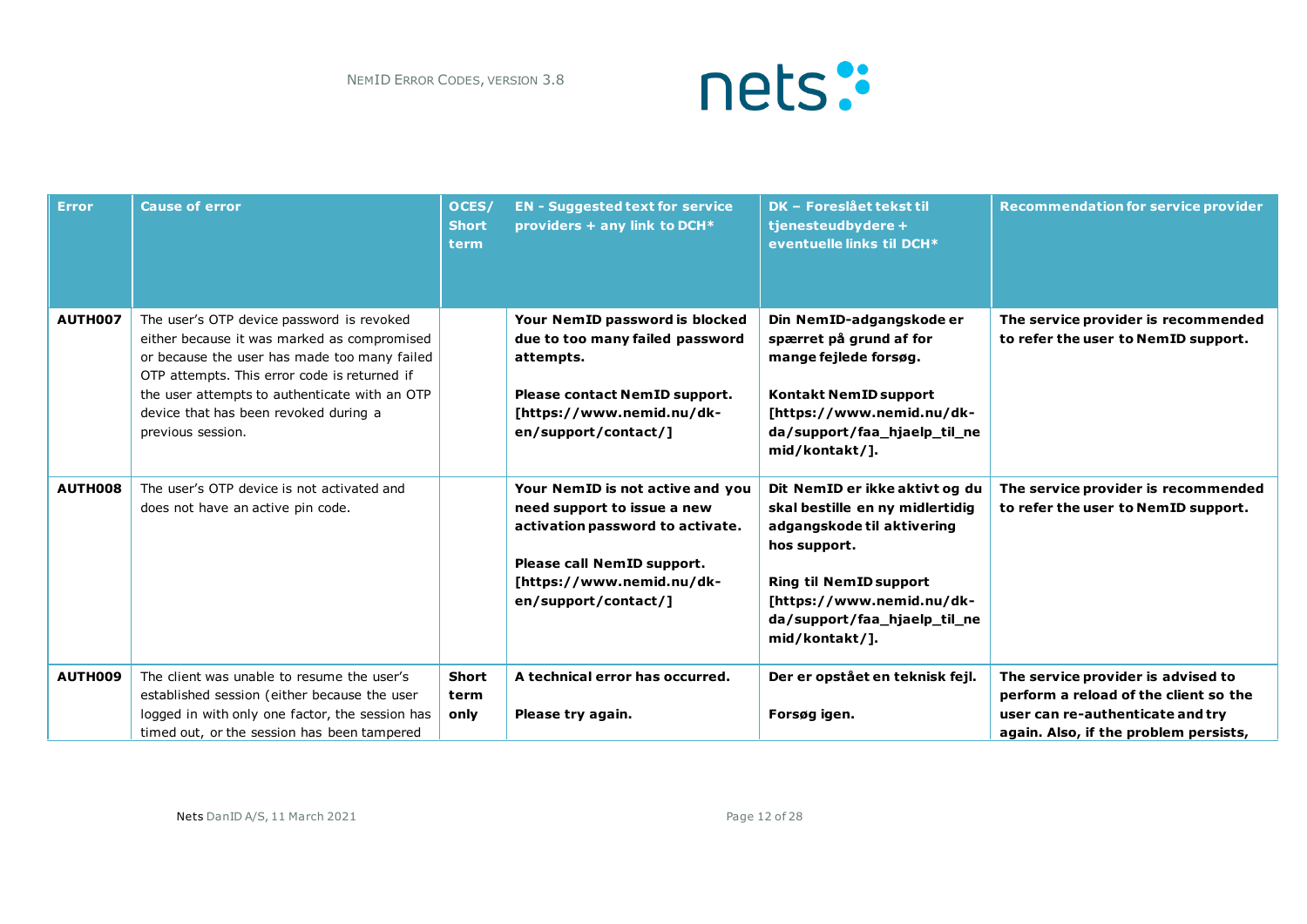| Error | Cause of error | OCES/ Short term | EN - Suggested text for service providers + any link to DCH* | DK – Foreslået tekst til tjenesteudbydere + eventuelle links til DCH* | Recommendation for service provider |
|---|---|---|---|---|---|
| **AUTH007** | The user's OTP device password is revoked either because it was marked as compromised or because the user has made too many failed OTP attempts. This error code is returned if the user attempts to authenticate with an OTP device that has been revoked during a previous session. | | **Your NemID password is blocked due to too many failed password attempts.**<br><br>**Please contact NemID support. [https://www.nemid.nu/dk-en/support/contact/]** | **Din NemID-adgangskode er spærret på grund af for mange fejlede forsøg.**<br><br>**Kontakt NemID support [https://www.nemid.nu/dk-da/support/faa_hjaelp_til_nemid/kontakt/].** | **The service provider is recommended to refer the user to NemID support.** |
| **AUTH008** | The user's OTP device is not activated and does not have an active pin code. | | **Your NemID is not active and you need support to issue a new activation password to activate.**<br><br>**Please call NemID support. [https://www.nemid.nu/dk-en/support/contact/]** | **Dit NemID er ikke aktivt og du skal bestille en ny midlertidig adgangskode til aktivering hos support.**<br><br>**Ring til NemID support [https://www.nemid.nu/dk-da/support/faa_hjaelp_til_nemid/kontakt/].** | **The service provider is recommended to refer the user to NemID support.** |
| **AUTH009** | The client was unable to resume the user's established session (either because the user logged in with only one factor, the session has timed out, or the session has been tampered | **Short term only** | **A technical error has occurred.**<br><br>**Please try again.** | **Der er opstået en teknisk fejl.**<br><br>**Forsøg igen.** | **The service provider is advised to perform a reload of the client so the user can re-authenticate and try again. Also, if the problem persists,** |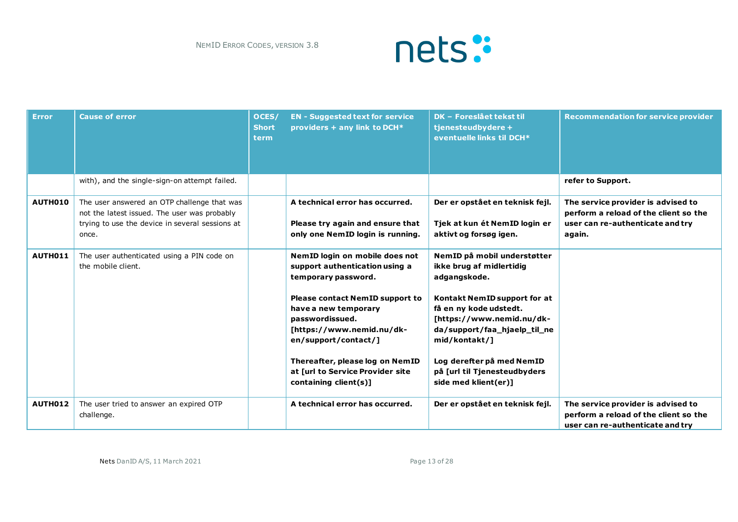| Error | Cause of error | OCES/ Short term | EN - Suggested text for service providers + any link to DCH* | DK – Foreslået tekst til tjenesteudbydere + eventuelle links til DCH* | Recommendation for service provider |
|---|---|---|---|---|---|
| | with), and the single-sign-on attempt failed. | | | | **refer to Support.** |
| **AUTH010** | The user answered an OTP challenge that was not the latest issued. The user was probably trying to use the device in several sessions at once. | | **A technical error has occurred.**<br><br>**Please try again and ensure that only one NemID login is running.** | **Der er opstået en teknisk fejl.**<br><br>**Tjek at kun ét NemID login er aktivt og forsøg igen.** | **The service provider is advised to perform a reload of the client so the user can re-authenticate and try again.** |
| **AUTH011** | The user authenticated using a PIN code on the mobile client. | | **NemID login on mobile does not support authentication using a temporary password.**<br><br>**Please contact NemID support to have a new temporary passwordissued. [https://www.nemid.nu/dk-en/support/contact/]**<br><br>**Thereafter, please log on NemID at [url to Service Provider site containing client(s)]** | **NemID på mobil understøtter ikke brug af midlertidig adgangskode.**<br><br>**Kontakt NemID support for at få en ny kode udstedt. [https://www.nemid.nu/dk-da/support/faa_hjaelp_til_nemid/kontakt/]**<br><br>**Log derefter på med NemID på [url til Tjenesteudbyders side med klient(er)]** | |
| **AUTH012** | The user tried to answer an expired OTP challenge. | | **A technical error has occurred.** | **Der er opstået en teknisk fejl.** | **The service provider is advised to perform a reload of the client so the user can re-authenticate and try** |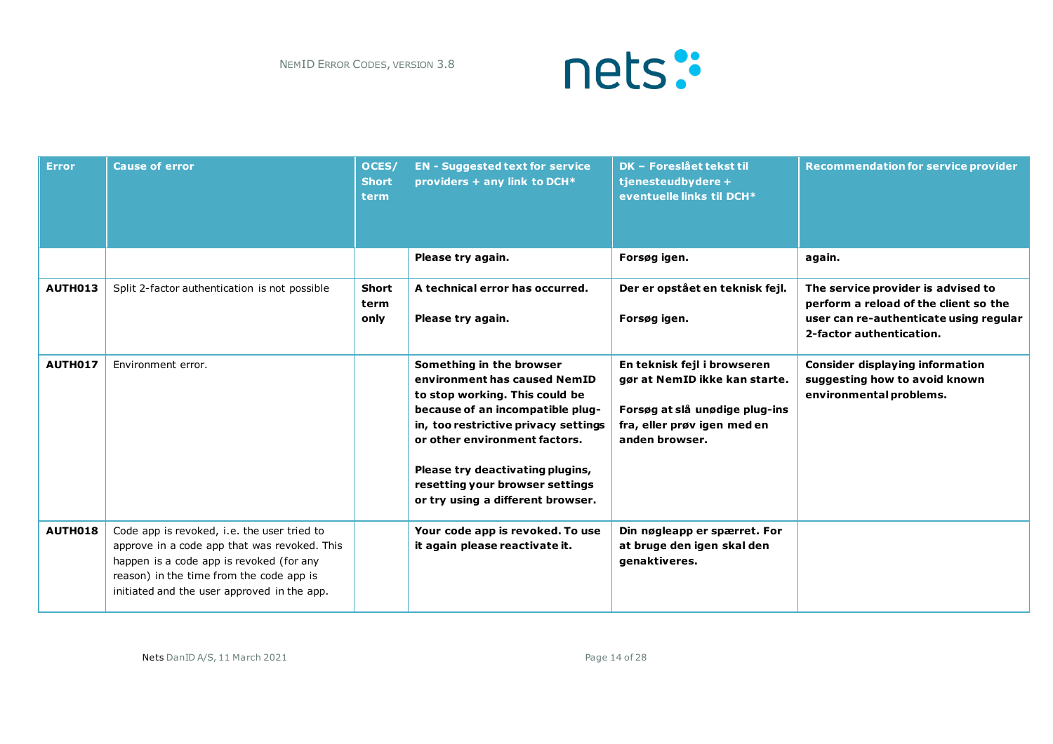| Error | Cause of error | OCES/ Short term | EN - Suggested text for service providers + any link to DCH* | DK – Foreslået tekst til tjenesteudbydere + eventuelle links til DCH* | Recommendation for service provider |
|---|---|---|---|---|---|
| | | | **Please try again.** | **Forsøg igen.** | **again.** |
| **AUTH013** | Split 2-factor authentication is not possible | **Short term only** | **A technical error has occurred.**<br><br>**Please try again.** | **Der er opstået en teknisk fejl.**<br><br>**Forsøg igen.** | **The service provider is advised to perform a reload of the client so the user can re-authenticate using regular 2-factor authentication.** |
| **AUTH017** | Environment error. | | **Something in the browser environment has caused NemID to stop working. This could be because of an incompatible plug-in, too restrictive privacy settings or other environment factors.**<br><br>**Please try deactivating plugins, resetting your browser settings or try using a different browser.** | **En teknisk fejl i browseren gør at NemID ikke kan starte.**<br><br>**Forsøg at slå unødige plug-ins fra, eller prøv igen med en anden browser.** | **Consider displaying information suggesting how to avoid known environmental problems.** |
| **AUTH018** | Code app is revoked, i.e. the user tried to approve in a code app that was revoked. This happen is a code app is revoked (for any reason) in the time from the code app is initiated and the user approved in the app. | | **Your code app is revoked. To use it again please reactivate it.** | **Din nøgleapp er spærret. For at bruge den igen skal den genaktiveres.** | |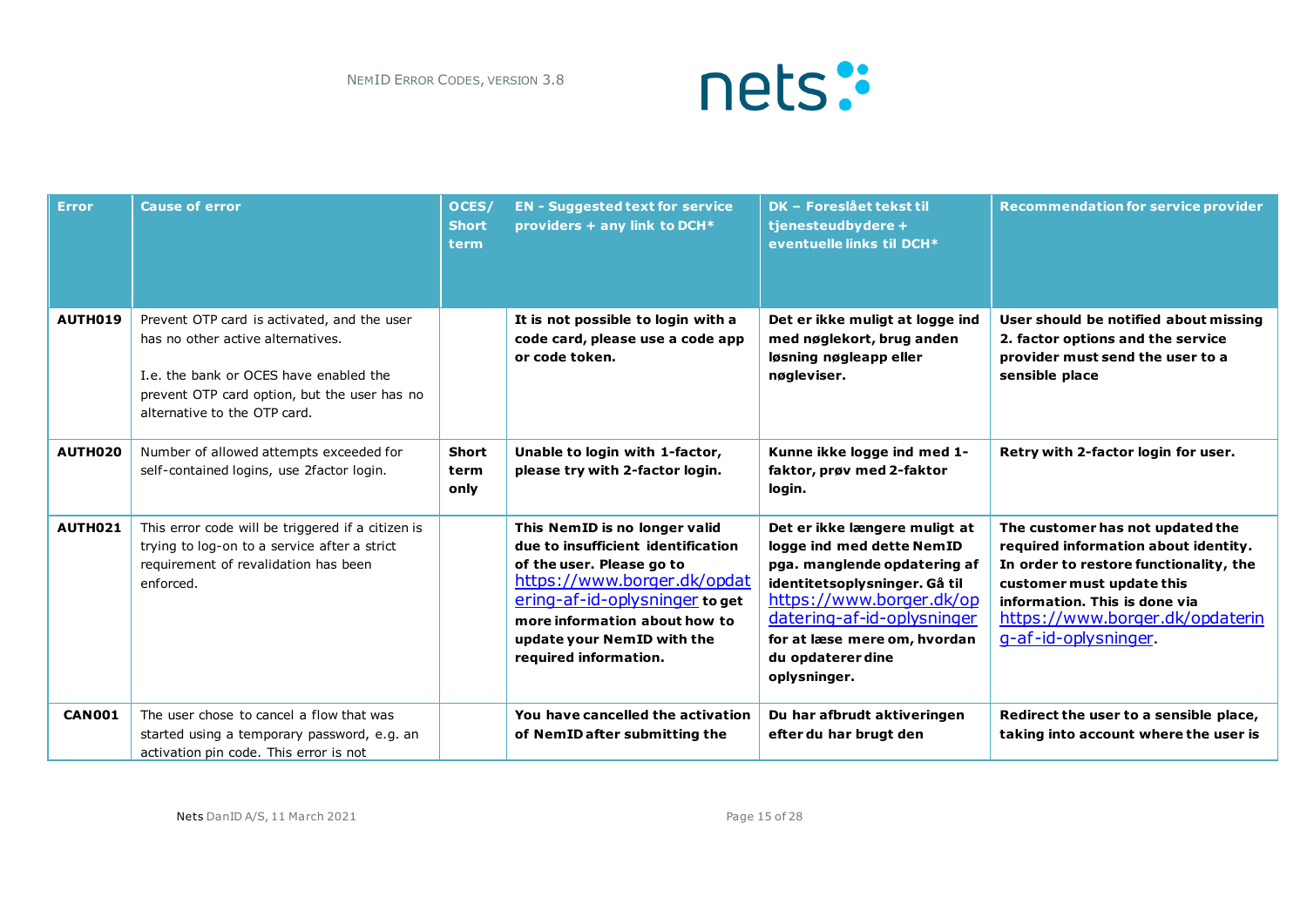| Error | Cause of error | OCES/ Short term | EN - Suggested text for service providers + any link to DCH* | DK – Foreslået tekst til tjenesteudbydere + eventuelle links til DCH* | Recommendation for service provider |
|---|---|---|---|---|---|
| **AUTH019** | Prevent OTP card is activated, and the user has no other active alternatives.<br><br>I.e. the bank or OCES have enabled the prevent OTP card option, but the user has no alternative to the OTP card. | | **It is not possible to login with a code card, please use a code app or code token.** | **Det er ikke muligt at logge ind med nøglekort, brug anden løsning nøgleapp eller nøgleviser.** | **User should be notified about missing 2. factor options and the service provider must send the user to a sensible place** |
| **AUTH020** | Number of allowed attempts exceeded for self-contained logins, use 2factor login. | **Short term only** | **Unable to login with 1-factor, please try with 2-factor login.** | **Kunne ikke logge ind med 1-faktor, prøv med 2-faktor login.** | **Retry with 2-factor login for user.** |
| **AUTH021** | This error code will be triggered if a citizen is trying to log-on to a service after a strict requirement of revalidation has been enforced. | | **This NemID is no longer valid due to insufficient identification of the user. Please go to** https://www.borger.dk/opdatering-af-id-oplysninger **to get more information about how to update your NemID with the required information.** | **Det er ikke længere muligt at logge ind med dette NemID pga. manglende opdatering af identitetsoplysninger. Gå til** https://www.borger.dk/opdatering-af-id-oplysninger **for at læse mere om, hvordan du opdaterer dine oplysninger.** | **The customer has not updated the required information about identity. In order to restore functionality, the customer must update this information. This is done via** https://www.borger.dk/opdatering-af-id-oplysninger**.** |
| **CAN001** | The user chose to cancel a flow that was started using a temporary password, e.g. an activation pin code. This error is not | | **You have cancelled the activation of NemID after submitting the** | **Du har afbrudt aktiveringen efter du har brugt den** | **Redirect the user to a sensible place, taking into account where the user is** |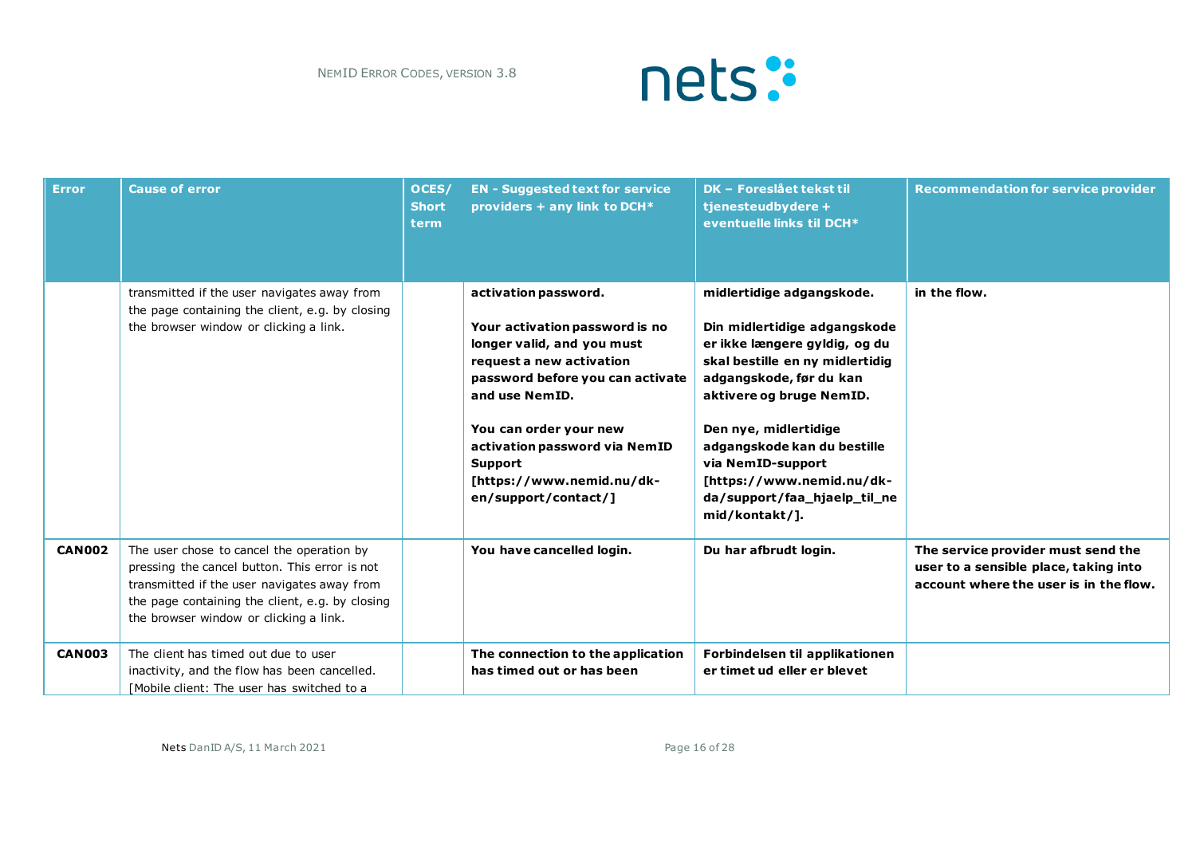| Error | Cause of error | OCES/ Short term | EN - Suggested text for service providers + any link to DCH* | DK – Foreslået tekst til tjenesteudbydere + eventuelle links til DCH* | Recommendation for service provider |
|---|---|---|---|---|---|
| | transmitted if the user navigates away from the page containing the client, e.g. by closing the browser window or clicking a link. | | **activation password.**<br><br>**Your activation password is no longer valid, and you must request a new activation password before you can activate and use NemID.**<br><br>**You can order your new activation password via NemID Support [https://www.nemid.nu/dk-en/support/contact/]** | **midlertidige adgangskode.**<br><br>**Din midlertidige adgangskode er ikke længere gyldig, og du skal bestille en ny midlertidig adgangskode, før du kan aktivere og bruge NemID.**<br><br>**Den nye, midlertidige adgangskode kan du bestille via NemID-support [https://www.nemid.nu/dk-da/support/faa_hjaelp_til_nemid/kontakt/].** | **in the flow.** |
| **CAN002** | The user chose to cancel the operation by pressing the cancel button. This error is not transmitted if the user navigates away from the page containing the client, e.g. by closing the browser window or clicking a link. | | **You have cancelled login.** | **Du har afbrudt login.** | **The service provider must send the user to a sensible place, taking into account where the user is in the flow.** |
| **CAN003** | The client has timed out due to user inactivity, and the flow has been cancelled. [Mobile client: The user has switched to a | | **The connection to the application has timed out or has been** | **Forbindelsen til applikationen er timet ud eller er blevet** | |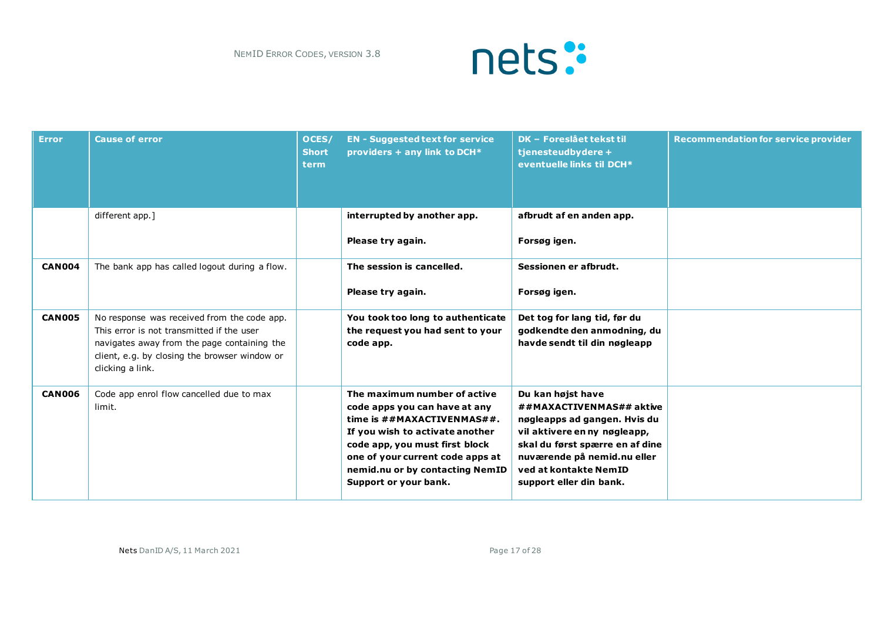| Error | Cause of error | OCES/ Short term | EN - Suggested text for service providers + any link to DCH* | DK – Foreslået tekst til tjenesteudbydere + eventuelle links til DCH* | Recommendation for service provider |
|---|---|---|---|---|---|
| | different app.] | | **interrupted by another app.**<br><br>**Please try again.** | **afbrudt af en anden app.**<br><br>**Forsøg igen.** | |
| **CAN004** | The bank app has called logout during a flow. | | **The session is cancelled.**<br><br>**Please try again.** | **Sessionen er afbrudt.**<br><br>**Forsøg igen.** | |
| **CAN005** | No response was received from the code app. This error is not transmitted if the user navigates away from the page containing the client, e.g. by closing the browser window or clicking a link. | | **You took too long to authenticate the request you had sent to your code app.** | **Det tog for lang tid, før du godkendte den anmodning, du havde sendt til din nøgleapp** | |
| **CAN006** | Code app enrol flow cancelled due to max limit. | | **The maximum number of active code apps you can have at any time is ##MAXACTIVENMAS##. If you wish to activate another code app, you must first block one of your current code apps at nemid.nu or by contacting NemID Support or your bank.** | **Du kan højst have ##MAXACTIVENMAS## aktive nøgleapps ad gangen. Hvis du vil aktivere en ny nøgleapp, skal du først spærre en af dine nuværende på nemid.nu eller ved at kontakte NemID support eller din bank.** | |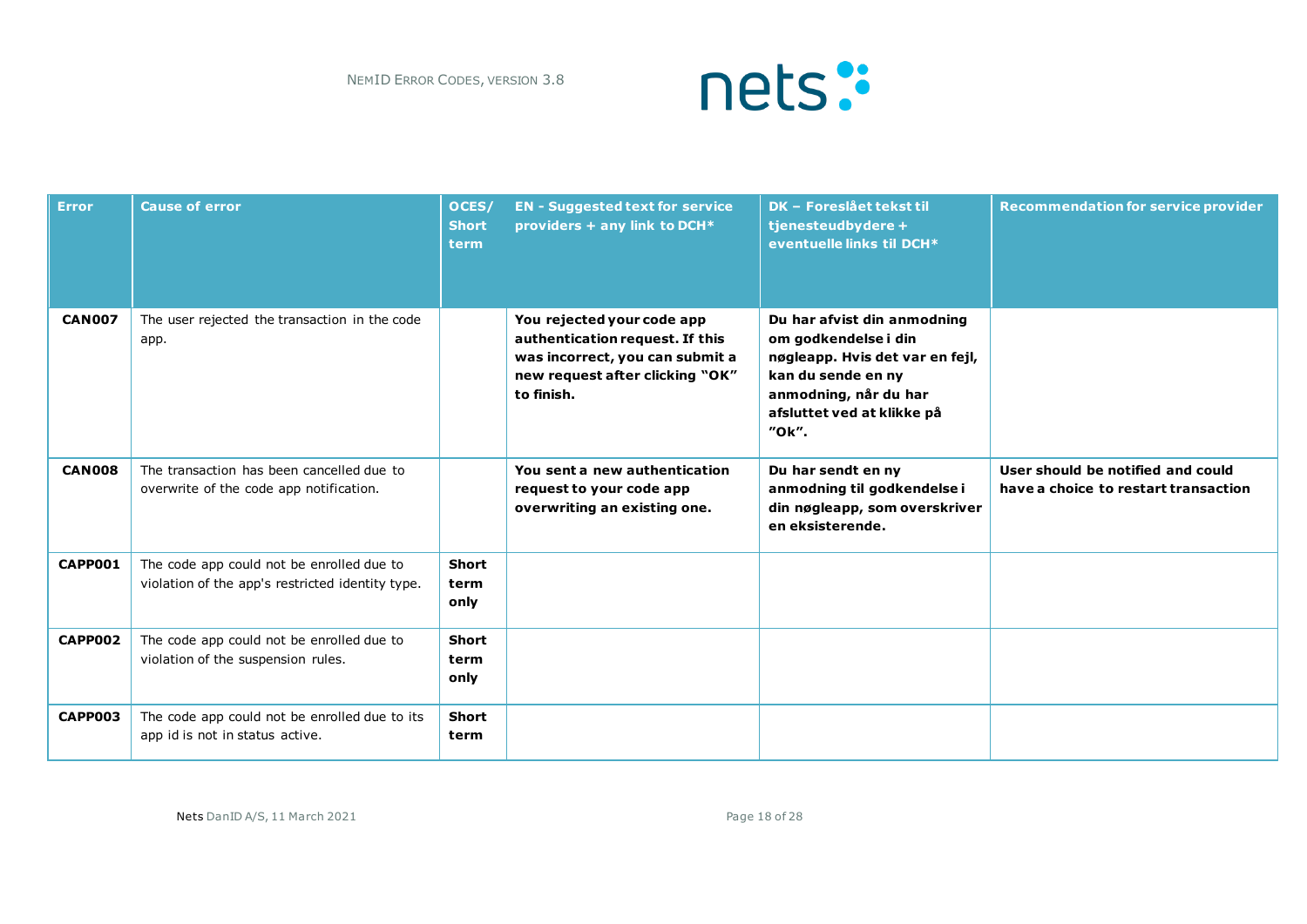| Error | Cause of error | OCES/ Short term | EN - Suggested text for service providers + any link to DCH* | DK – Foreslået tekst til tjenesteudbydere + eventuelle links til DCH* | Recommendation for service provider |
|---|---|---|---|---|---|
| **CAN007** | The user rejected the transaction in the code app. | | **You rejected your code app authentication request. If this was incorrect, you can submit a new request after clicking "OK" to finish.** | **Du har afvist din anmodning om godkendelse i din nøgleapp. Hvis det var en fejl, kan du sende en ny anmodning, når du har afsluttet ved at klikke på "Ok".** | |
| **CAN008** | The transaction has been cancelled due to overwrite of the code app notification. | | **You sent a new authentication request to your code app overwriting an existing one.** | **Du har sendt en ny anmodning til godkendelse i din nøgleapp, som overskriver en eksisterende.** | **User should be notified and could have a choice to restart transaction** |
| **CAPP001** | The code app could not be enrolled due to violation of the app's restricted identity type. | **Short term only** | | | |
| **CAPP002** | The code app could not be enrolled due to violation of the suspension rules. | **Short term only** | | | |
| **CAPP003** | The code app could not be enrolled due to its app id is not in status active. | **Short term** | | | |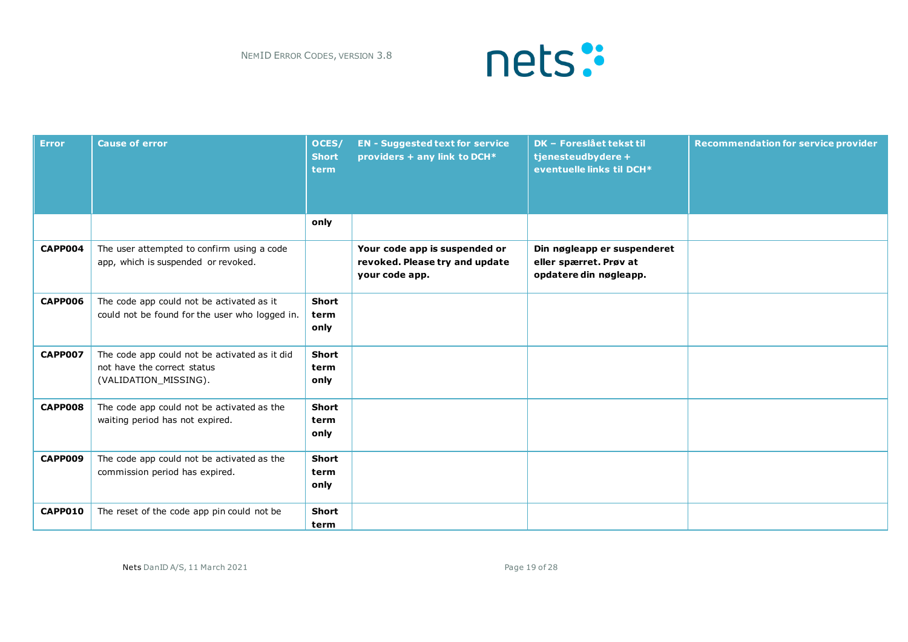| Error | Cause of error | OCES/ Short term | EN - Suggested text for service providers + any link to DCH* | DK – Foreslået tekst til tjenesteudbydere + eventuelle links til DCH* | Recommendation for service provider |
|---|---|---|---|---|---|
| | | **only** | | | |
| **CAPP004** | The user attempted to confirm using a code app, which is suspended or revoked. | | **Your code app is suspended or revoked. Please try and update your code app.** | **Din nøgleapp er suspenderet eller spærret. Prøv at opdatere din nøgleapp.** | |
| **CAPP006** | The code app could not be activated as it could not be found for the user who logged in. | **Short term only** | | | |
| **CAPP007** | The code app could not be activated as it did not have the correct status (VALIDATION_MISSING). | **Short term only** | | | |
| **CAPP008** | The code app could not be activated as the waiting period has not expired. | **Short term only** | | | |
| **CAPP009** | The code app could not be activated as the commission period has expired. | **Short term only** | | | |
| **CAPP010** | The reset of the code app pin could not be | **Short term** | | | |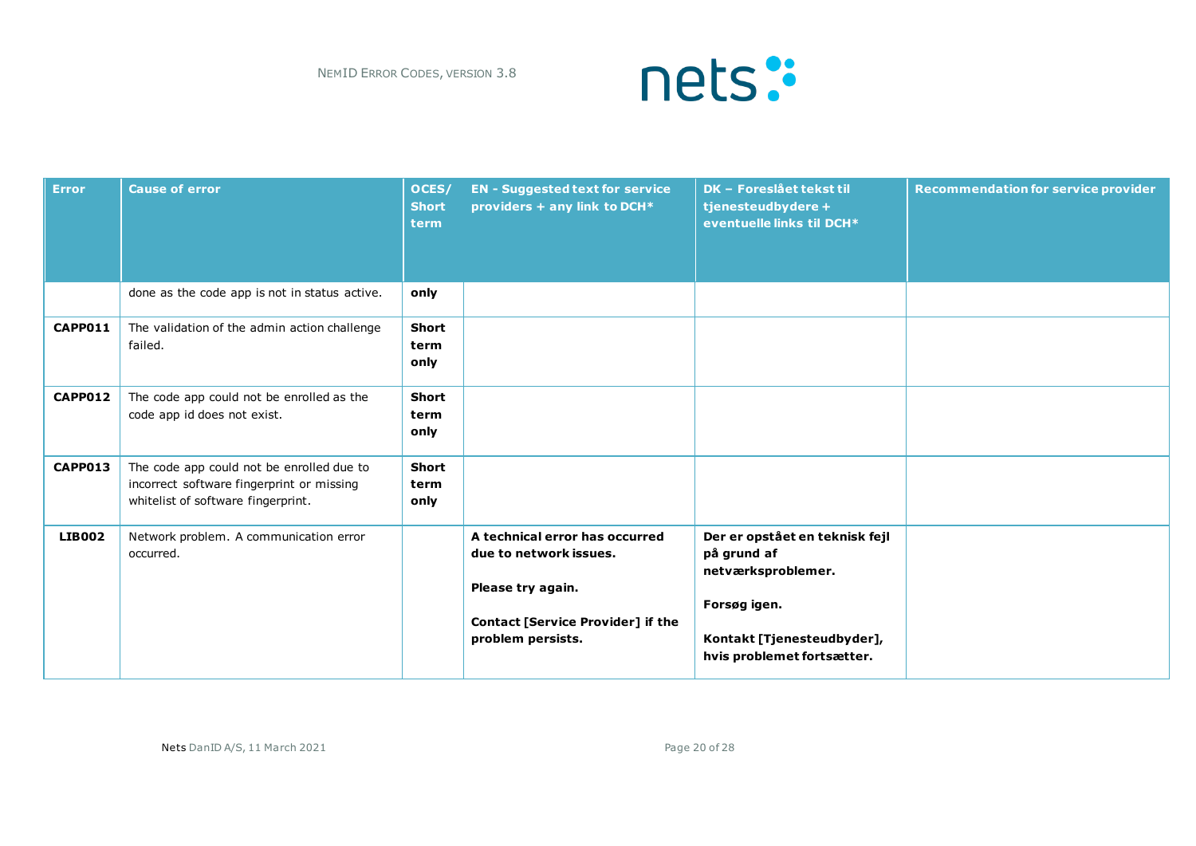| Error | Cause of error | OCES/ Short term | EN - Suggested text for service providers + any link to DCH* | DK – Foreslået tekst til tjenesteudbydere + eventuelle links til DCH* | Recommendation for service provider |
|---|---|---|---|---|---|
| | done as the code app is not in status active. | **only** | | | |
| **CAPP011** | The validation of the admin action challenge failed. | **Short term only** | | | |
| **CAPP012** | The code app could not be enrolled as the code app id does not exist. | **Short term only** | | | |
| **CAPP013** | The code app could not be enrolled due to incorrect software fingerprint or missing whitelist of software fingerprint. | **Short term only** | | | |
| **LIB002** | Network problem. A communication error occurred. | | **A technical error has occurred due to network issues.**<br><br>**Please try again.**<br><br>**Contact [Service Provider] if the problem persists.** | **Der er opstået en teknisk fejl på grund af netværksproblemer.**<br><br>**Forsøg igen.**<br><br>**Kontakt [Tjenesteudbyder], hvis problemet fortsætter.** | |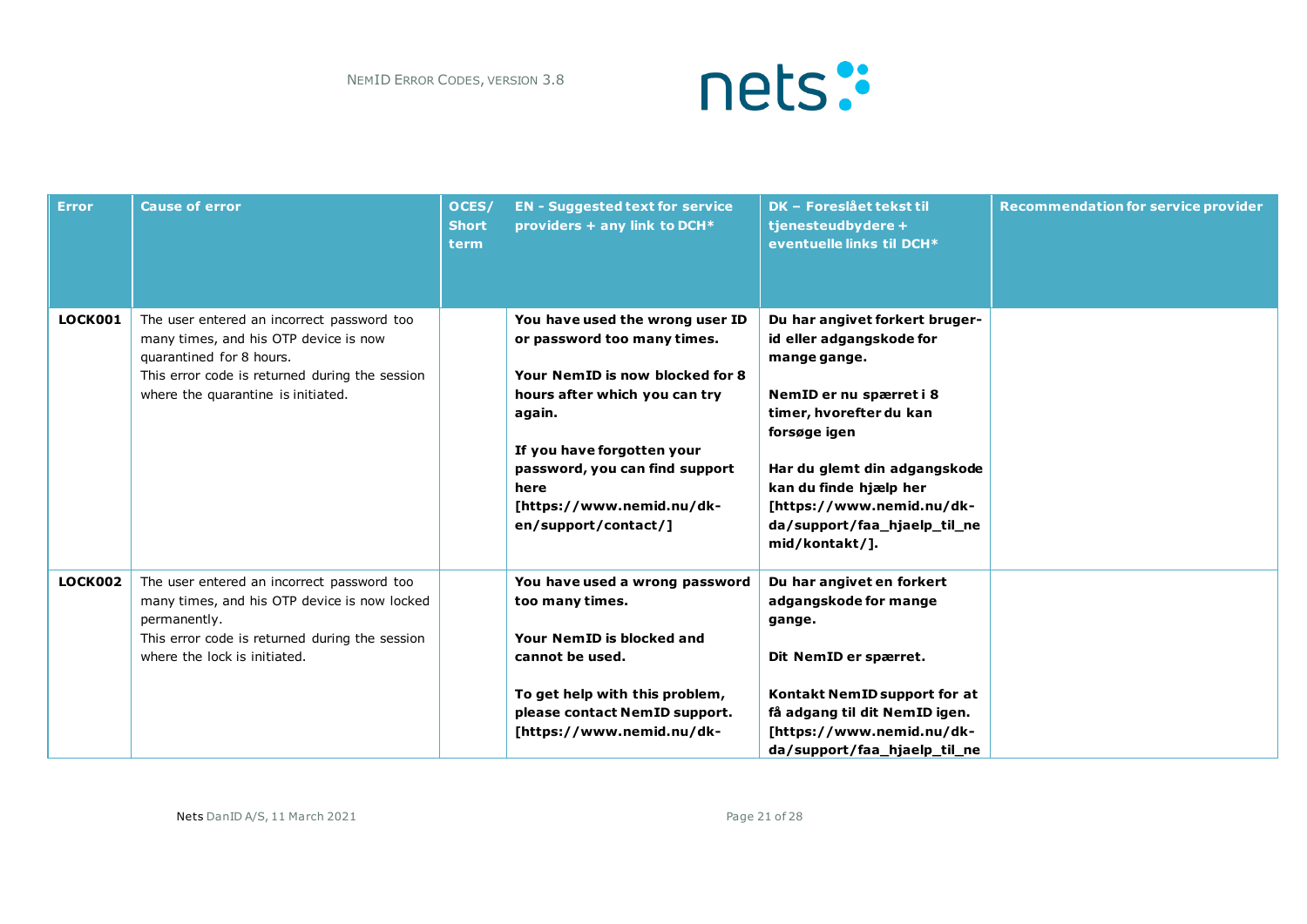| Error | Cause of error | OCES/ Short term | EN - Suggested text for service providers + any link to DCH* | DK – Foreslået tekst til tjenesteudbydere + eventuelle links til DCH* | Recommendation for service provider |
|---|---|---|---|---|---|
| **LOCK001** | The user entered an incorrect password too many times, and his OTP device is now quarantined for 8 hours.<br>This error code is returned during the session where the quarantine is initiated. | | **You have used the wrong user ID or password too many times.**<br><br>**Your NemID is now blocked for 8 hours after which you can try again.**<br><br>**If you have forgotten your password, you can find support here [https://www.nemid.nu/dk-en/support/contact/]** | **Du har angivet forkert bruger-id eller adgangskode for mange gange.**<br><br>**NemID er nu spærret i 8 timer, hvorefter du kan forsøge igen**<br><br>**Har du glemt din adgangskode kan du finde hjælp her [https://www.nemid.nu/dk-da/support/faa_hjaelp_til_nemid/kontakt/].** | |
| **LOCK002** | The user entered an incorrect password too many times, and his OTP device is now locked permanently.<br>This error code is returned during the session where the lock is initiated. | | **You have used a wrong password too many times.**<br><br>**Your NemID is blocked and cannot be used.**<br><br>**To get help with this problem, please contact NemID support. [https://www.nemid.nu/dk-** | **Du har angivet en forkert adgangskode for mange gange.**<br><br>**Dit NemID er spærret.**<br><br>**Kontakt NemID support for at få adgang til dit NemID igen. [https://www.nemid.nu/dk-da/support/faa_hjaelp_til_ne** | |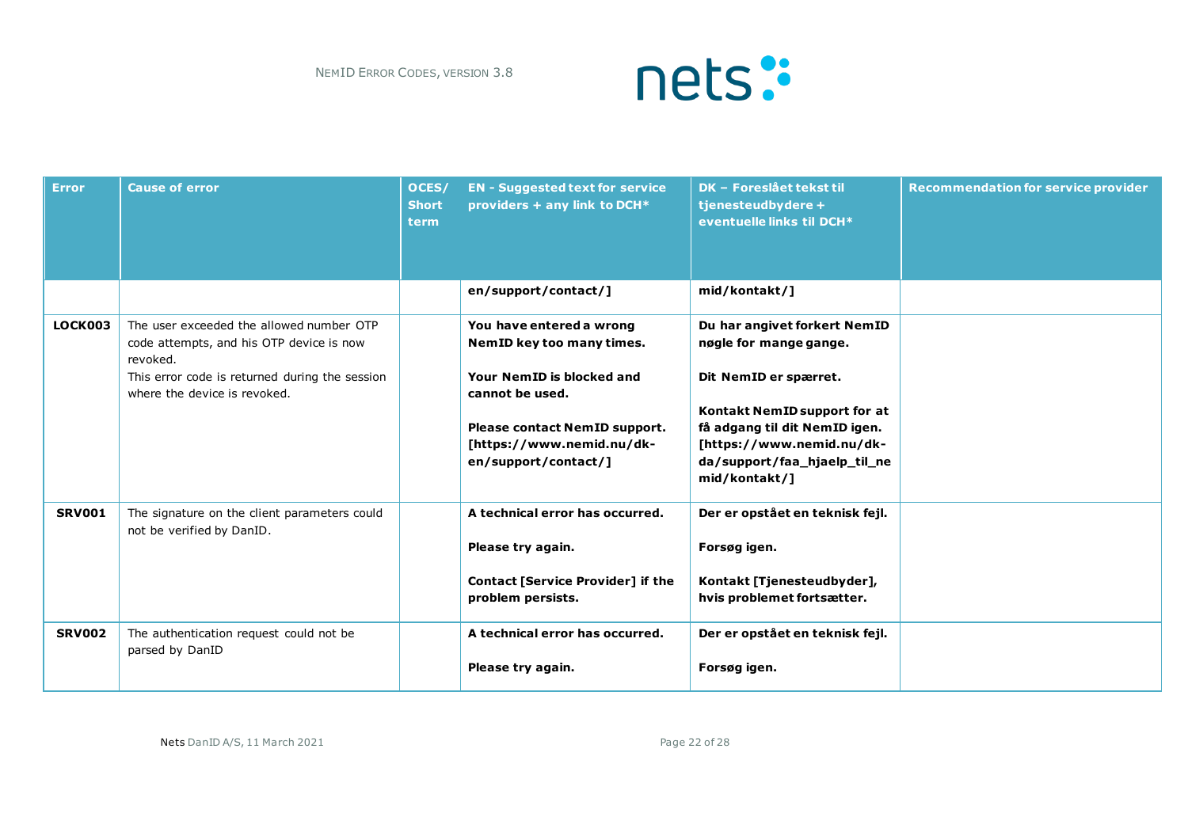| Error | Cause of error | OCES/ Short term | EN - Suggested text for service providers + any link to DCH* | DK – Foreslået tekst til tjenesteudbydere + eventuelle links til DCH* | Recommendation for service provider |
|---|---|---|---|---|---|
| | | | **en/support/contact/]** | **mid/kontakt/]** | |
| **LOCK003** | The user exceeded the allowed number OTP code attempts, and his OTP device is now revoked.<br>This error code is returned during the session where the device is revoked. | | **You have entered a wrong NemID key too many times.**<br><br>**Your NemID is blocked and cannot be used.**<br><br>**Please contact NemID support. [https://www.nemid.nu/dk-en/support/contact/]** | **Du har angivet forkert NemID nøgle for mange gange.**<br><br>**Dit NemID er spærret.**<br><br>**Kontakt NemID support for at få adgang til dit NemID igen. [https://www.nemid.nu/dk-da/support/faa_hjaelp_til_nemid/kontakt/]** | |
| **SRV001** | The signature on the client parameters could not be verified by DanID. | | **A technical error has occurred.**<br><br>**Please try again.**<br><br>**Contact [Service Provider] if the problem persists.** | **Der er opstået en teknisk fejl.**<br><br>**Forsøg igen.**<br><br>**Kontakt [Tjenesteudbyder], hvis problemet fortsætter.** | |
| **SRV002** | The authentication request could not be parsed by DanID | | **A technical error has occurred.**<br><br>**Please try again.** | **Der er opstået en teknisk fejl.**<br><br>**Forsøg igen.** | |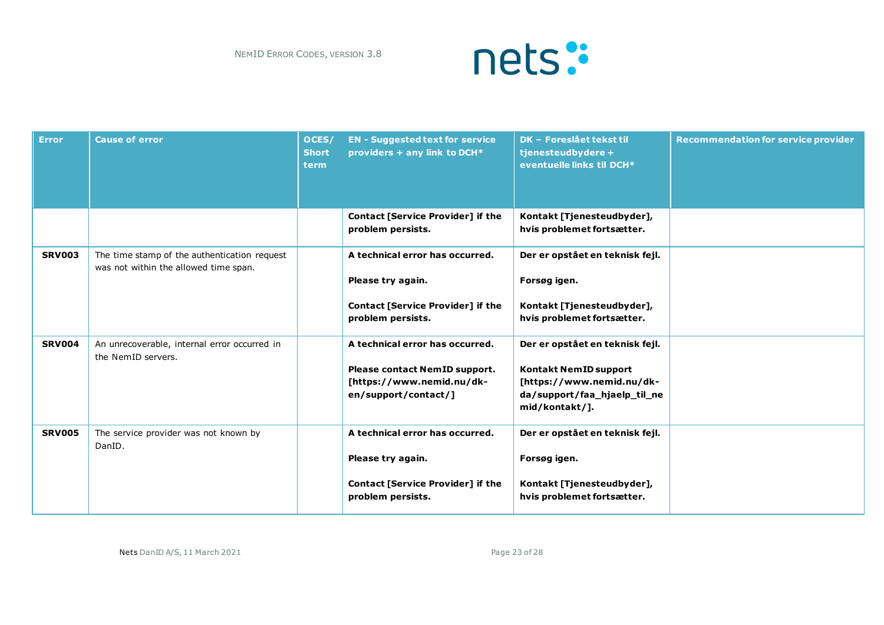| Error | Cause of error | OCES/ Short term | EN - Suggested text for service providers + any link to DCH* | DK – Foreslået tekst til tjenesteudbydere + eventuelle links til DCH* | Recommendation for service provider |
|---|---|---|---|---|---|
| | | | **Contact [Service Provider] if the problem persists.** | **Kontakt [Tjenesteudbyder], hvis problemet fortsætter.** | |
| **SRV003** | The time stamp of the authentication request was not within the allowed time span. | | **A technical error has occurred.**<br><br>**Please try again.**<br><br>**Contact [Service Provider] if the problem persists.** | **Der er opstået en teknisk fejl.**<br><br>**Forsøg igen.**<br><br>**Kontakt [Tjenesteudbyder], hvis problemet fortsætter.** | |
| **SRV004** | An unrecoverable, internal error occurred in the NemID servers. | | **A technical error has occurred.**<br><br>**Please contact NemID support. [https://www.nemid.nu/dk-en/support/contact/]** | **Der er opstået en teknisk fejl.**<br><br>**Kontakt NemID support [https://www.nemid.nu/dk-da/support/faa_hjaelp_til_nemid/kontakt/].** | |
| **SRV005** | The service provider was not known by DanID. | | **A technical error has occurred.**<br><br>**Please try again.**<br><br>**Contact [Service Provider] if the problem persists.** | **Der er opstået en teknisk fejl.**<br><br>**Forsøg igen.**<br><br>**Kontakt [Tjenesteudbyder], hvis problemet fortsætter.** | |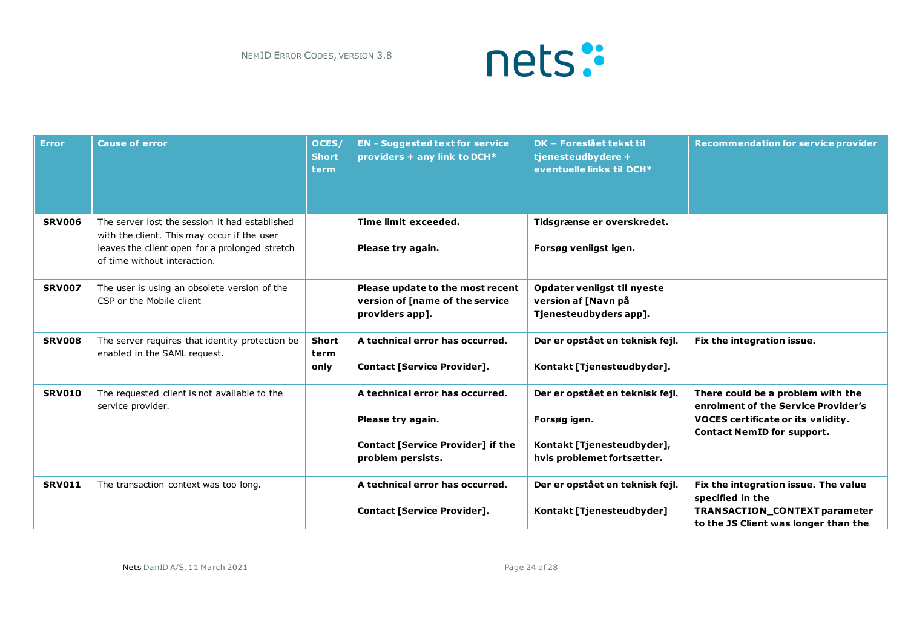| Error | Cause of error | OCES/ Short term | EN - Suggested text for service providers + any link to DCH* | DK – Foreslået tekst til tjenesteudbydere + eventuelle links til DCH* | Recommendation for service provider |
|---|---|---|---|---|---|
| **SRV006** | The server lost the session it had established with the client. This may occur if the user leaves the client open for a prolonged stretch of time without interaction. | | **Time limit exceeded.**<br><br>**Please try again.** | **Tidsgrænse er overskredet.**<br><br>**Forsøg venligst igen.** | |
| **SRV007** | The user is using an obsolete version of the CSP or the Mobile client | | **Please update to the most recent version of [name of the service providers app].** | **Opdater venligst til nyeste version af [Navn på Tjenesteudbyders app].** | |
| **SRV008** | The server requires that identity protection be enabled in the SAML request. | **Short term only** | **A technical error has occurred.**<br><br>**Contact [Service Provider].** | **Der er opstået en teknisk fejl.**<br><br>**Kontakt [Tjenesteudbyder].** | **Fix the integration issue.** |
| **SRV010** | The requested client is not available to the service provider. | | **A technical error has occurred.**<br><br>**Please try again.**<br><br>**Contact [Service Provider] if the problem persists.** | **Der er opstået en teknisk fejl.**<br><br>**Forsøg igen.**<br><br>**Kontakt [Tjenesteudbyder], hvis problemet fortsætter.** | **There could be a problem with the enrolment of the Service Provider's VOCES certificate or its validity. Contact NemID for support.** |
| **SRV011** | The transaction context was too long. | | **A technical error has occurred.**<br><br>**Contact [Service Provider].** | **Der er opstået en teknisk fejl.**<br><br>**Kontakt [Tjenesteudbyder]** | **Fix the integration issue. The value specified in the TRANSACTION_CONTEXT parameter to the JS Client was longer than the** |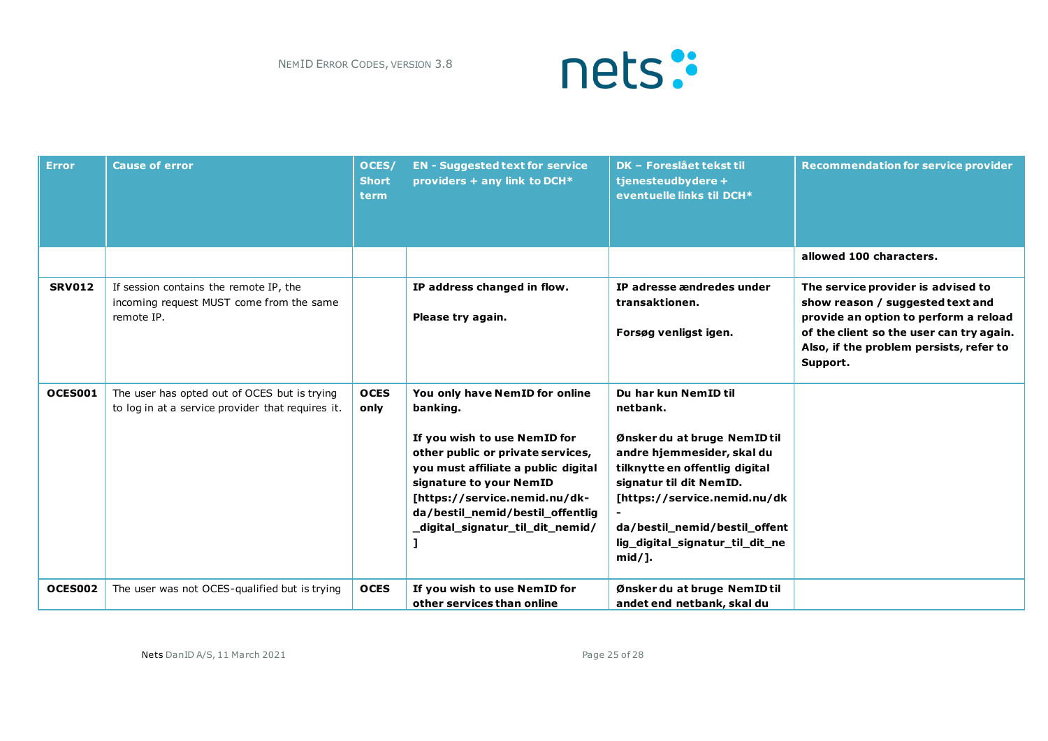| Error | Cause of error | OCES/ Short term | EN - Suggested text for service providers + any link to DCH* | DK – Foreslået tekst til tjenesteudbydere + eventuelle links til DCH* | Recommendation for service provider |
|---|---|---|---|---|---|
| | | | | | **allowed 100 characters.** |
| **SRV012** | If session contains the remote IP, the incoming request MUST come from the same remote IP. | | **IP address changed in flow.**<br><br>**Please try again.** | **IP adresse ændredes under transaktionen.**<br><br>**Forsøg venligst igen.** | **The service provider is advised to show reason / suggested text and provide an option to perform a reload of the client so the user can try again. Also, if the problem persists, refer to Support.** |
| **OCES001** | The user has opted out of OCES but is trying to log in at a service provider that requires it. | **OCES only** | **You only have NemID for online banking.**<br><br>**If you wish to use NemID for other public or private services, you must affiliate a public digital signature to your NemID [https://service.nemid.nu/dk-da/bestil_nemid/bestil_offentlig_digital_signatur_til_dit_nemid/]** | **Du har kun NemID til netbank.**<br><br>**Ønsker du at bruge NemID til andre hjemmesider, skal du tilknytte en offentlig digital signatur til dit NemID. [https://service.nemid.nu/dk-da/bestil_nemid/bestil_offentlig_digital_signatur_til_dit_nemid/].** | |
| **OCES002** | The user was not OCES-qualified but is trying | **OCES** | **If you wish to use NemID for other services than online** | **Ønsker du at bruge NemID til andet end netbank, skal du** | |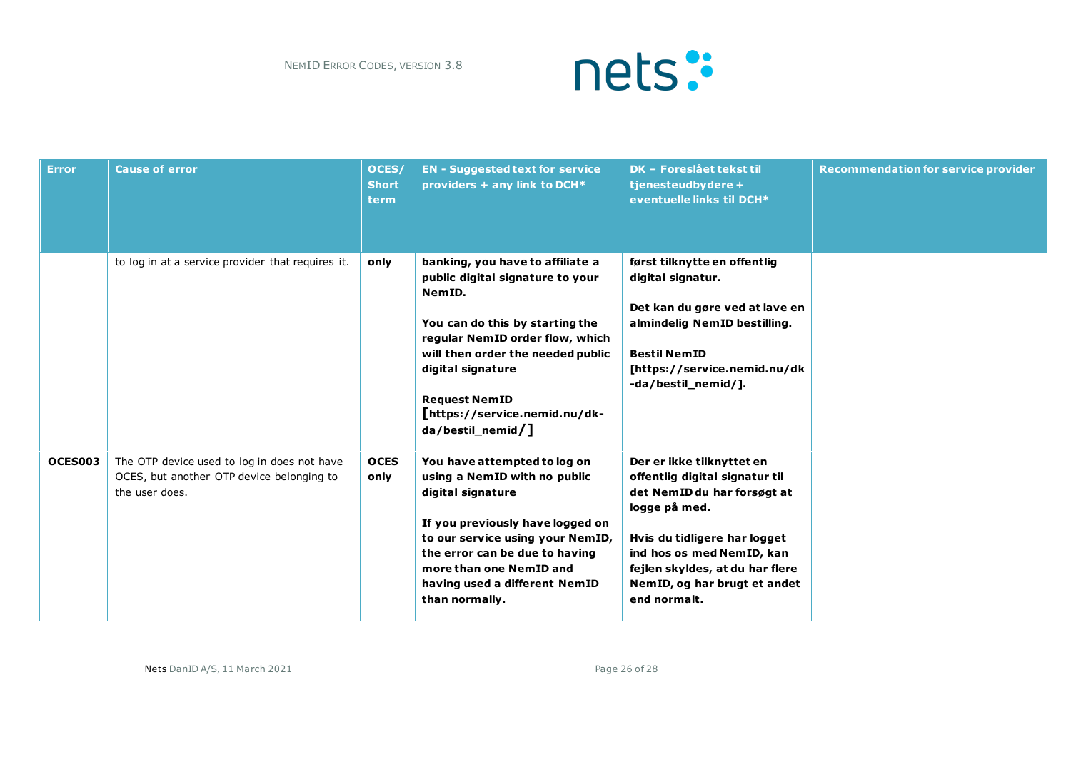| Error | Cause of error | OCES/ Short term | EN - Suggested text for service providers + any link to DCH* | DK – Foreslået tekst til tjenesteudbydere + eventuelle links til DCH* | Recommendation for service provider |
|---|---|---|---|---|---|
| | to log in at a service provider that requires it. | only | **banking, you have to affiliate a public digital signature to your NemID.**<br><br>**You can do this by starting the regular NemID order flow, which will then order the needed public digital signature**<br><br>**Request NemID [https://service.nemid.nu/dk-da/bestil_nemid/]** | **først tilknytte en offentlig digital signatur.**<br><br>**Det kan du gøre ved at lave en almindelig NemID bestilling.**<br><br>**Bestil NemID [https://service.nemid.nu/dk-da/bestil_nemid/].** | |
| **OCES003** | The OTP device used to log in does not have OCES, but another OTP device belonging to the user does. | **OCES only** | **You have attempted to log on using a NemID with no public digital signature**<br><br>**If you previously have logged on to our service using your NemID, the error can be due to having more than one NemID and having used a different NemID than normally.** | **Der er ikke tilknyttet en offentlig digital signatur til det NemID du har forsøgt at logge på med.**<br><br>**Hvis du tidligere har logget ind hos os med NemID, kan fejlen skyldes, at du har flere NemID, og har brugt et andet end normalt.** | |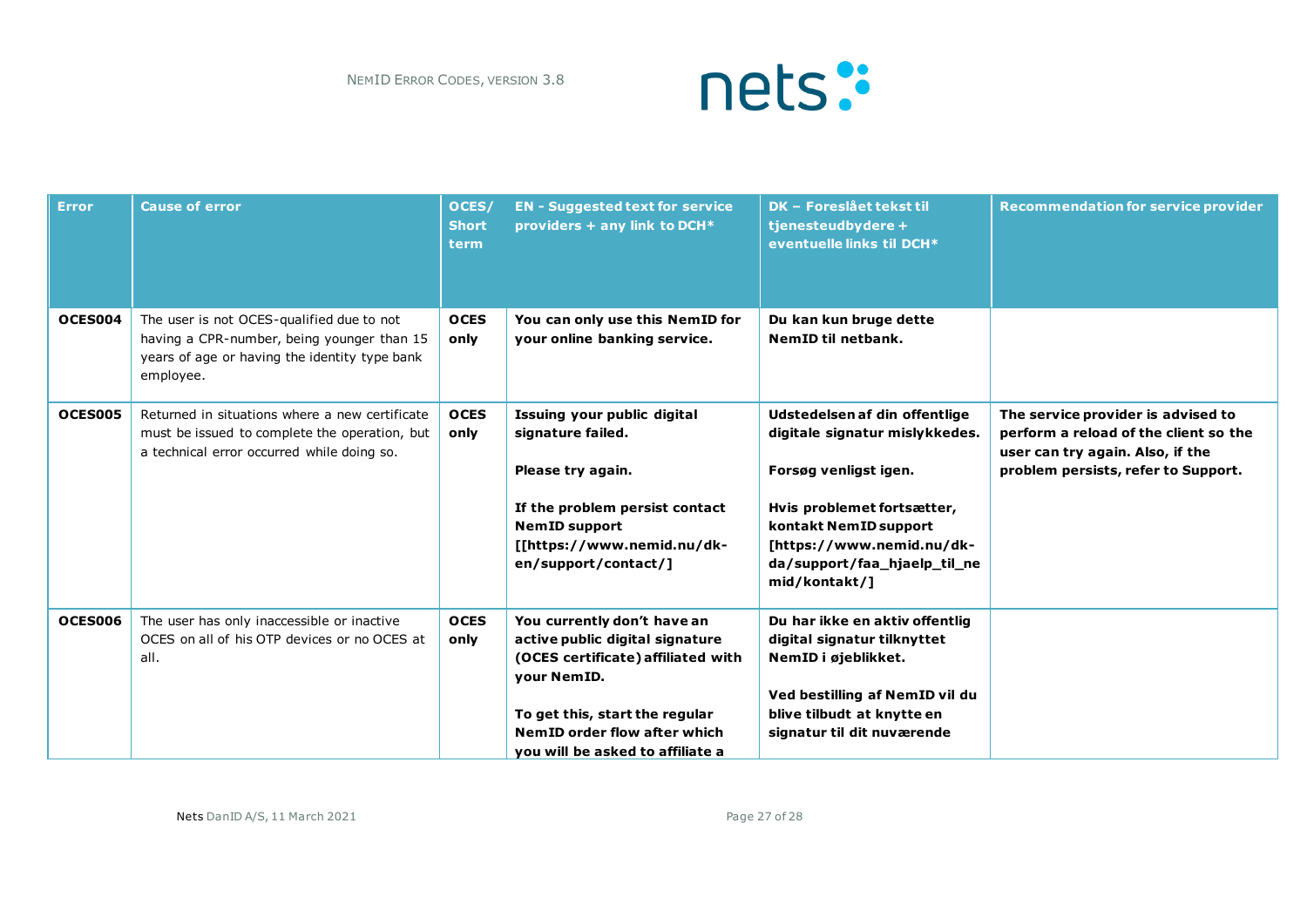| Error | Cause of error | OCES/ Short term | EN - Suggested text for service providers + any link to DCH* | DK – Foreslået tekst til tjenesteudbydere + eventuelle links til DCH* | Recommendation for service provider |
|---|---|---|---|---|---|
| **OCES004** | The user is not OCES-qualified due to not having a CPR-number, being younger than 15 years of age or having the identity type bank employee. | **OCES only** | **You can only use this NemID for your online banking service.** | **Du kan kun bruge dette NemID til netbank.** | |
| **OCES005** | Returned in situations where a new certificate must be issued to complete the operation, but a technical error occurred while doing so. | **OCES only** | **Issuing your public digital signature failed.**<br><br>**Please try again.**<br><br>**If the problem persist contact NemID support [[https://www.nemid.nu/dk-en/support/contact/]** | **Udstedelsen af din offentlige digitale signatur mislykkedes.**<br><br>**Forsøg venligst igen.**<br><br>**Hvis problemet fortsætter, kontakt NemID support [https://www.nemid.nu/dk-da/support/faa_hjaelp_til_nemid/kontakt/]** | **The service provider is advised to perform a reload of the client so the user can try again. Also, if the problem persists, refer to Support.** |
| **OCES006** | The user has only inaccessible or inactive OCES on all of his OTP devices or no OCES at all. | **OCES only** | **You currently don't have an active public digital signature (OCES certificate) affiliated with your NemID.**<br><br>**To get this, start the regular NemID order flow after which you will be asked to affiliate a** | **Du har ikke en aktiv offentlig digital signatur tilknyttet NemID i øjeblikket.**<br><br>**Ved bestilling af NemID vil du blive tilbudt at knytte en signatur til dit nuværende** | |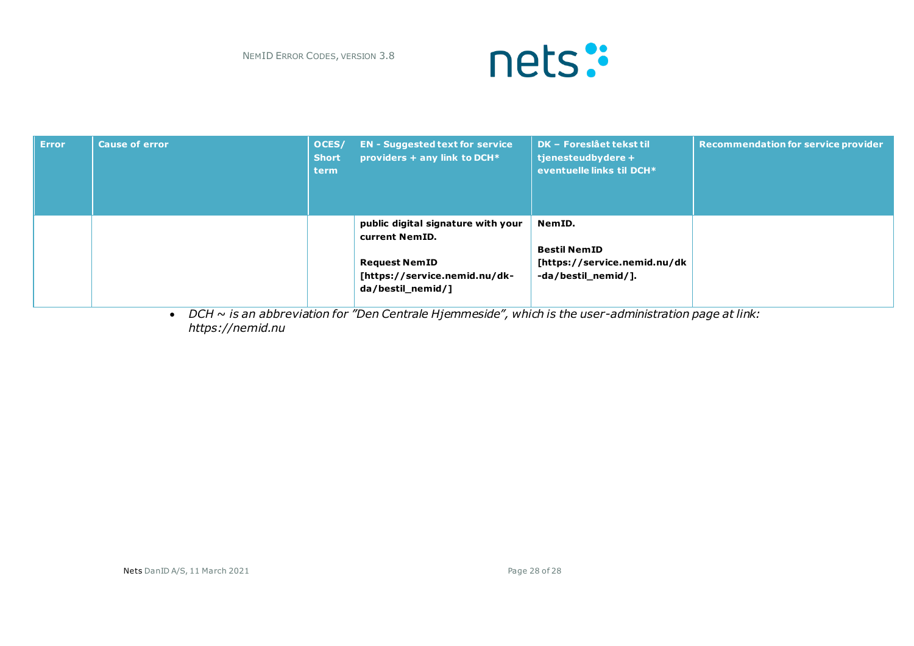| Error | Cause of error | OCES/ Short term | EN - Suggested text for service providers + any link to DCH* | DK – Foreslået tekst til tjenesteudbydere + eventuelle links til DCH* | Recommendation for service provider |
| --- | --- | --- | --- | --- | --- |
| | | | **public digital signature with your current NemID.**<br><br>**Request NemID [https://service.nemid.nu/dk-da/bestil_nemid/]** | **NemID.**<br><br>**Bestil NemID [https://service.nemid.nu/dk-da/bestil_nemid/].** | |

- *DCH ~ is an abbreviation for "Den Centrale Hjemmeside", which is the user-administration page at link: https://nemid.nu*